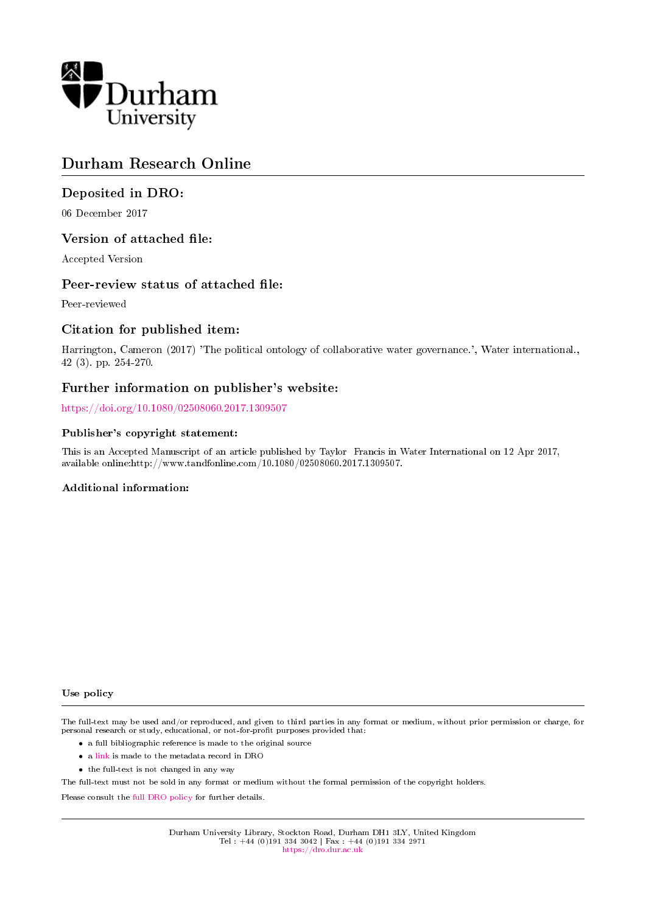Durham University

# Durham Research Online

## Deposited in DRO:

06 December 2017

## Version of attached file:

Accepted Version

## Peer-review status of attached file:

Peer-reviewed

## Citation for published item:

Harrington, Cameron (2017) 'The political ontology of collaborative water governance.', Water international., 42 (3). pp. 254-270.

## Further information on publisher's website:

https://doi.org/10.1080/02508060.2017.1309507

### Publisher's copyright statement:

This is an Accepted Manuscript of an article published by Taylor Francis in Water International on 12 Apr 2017, available online:http://www.tandfonline.com/10.1080/02508060.2017.1309507.

### Additional information:

#### Use policy

The full-text may be used and/or reproduced, and given to third parties in any format or medium, without prior permission or charge, for personal research or study, educational, or not-for-profit purposes provided that:

- a full bibliographic reference is made to the original source
- a link is made to the metadata record in DRO
- the full-text is not changed in any way

The full-text must not be sold in any format or medium without the formal permission of the copyright holders.

Please consult the full DRO policy for further details.

Durham University Library, Stockton Road, Durham DH1 3LY, United Kingdom
Tel : +44 (0)191 334 3042 | Fax : +44 (0)191 334 2971
https://dro.dur.ac.uk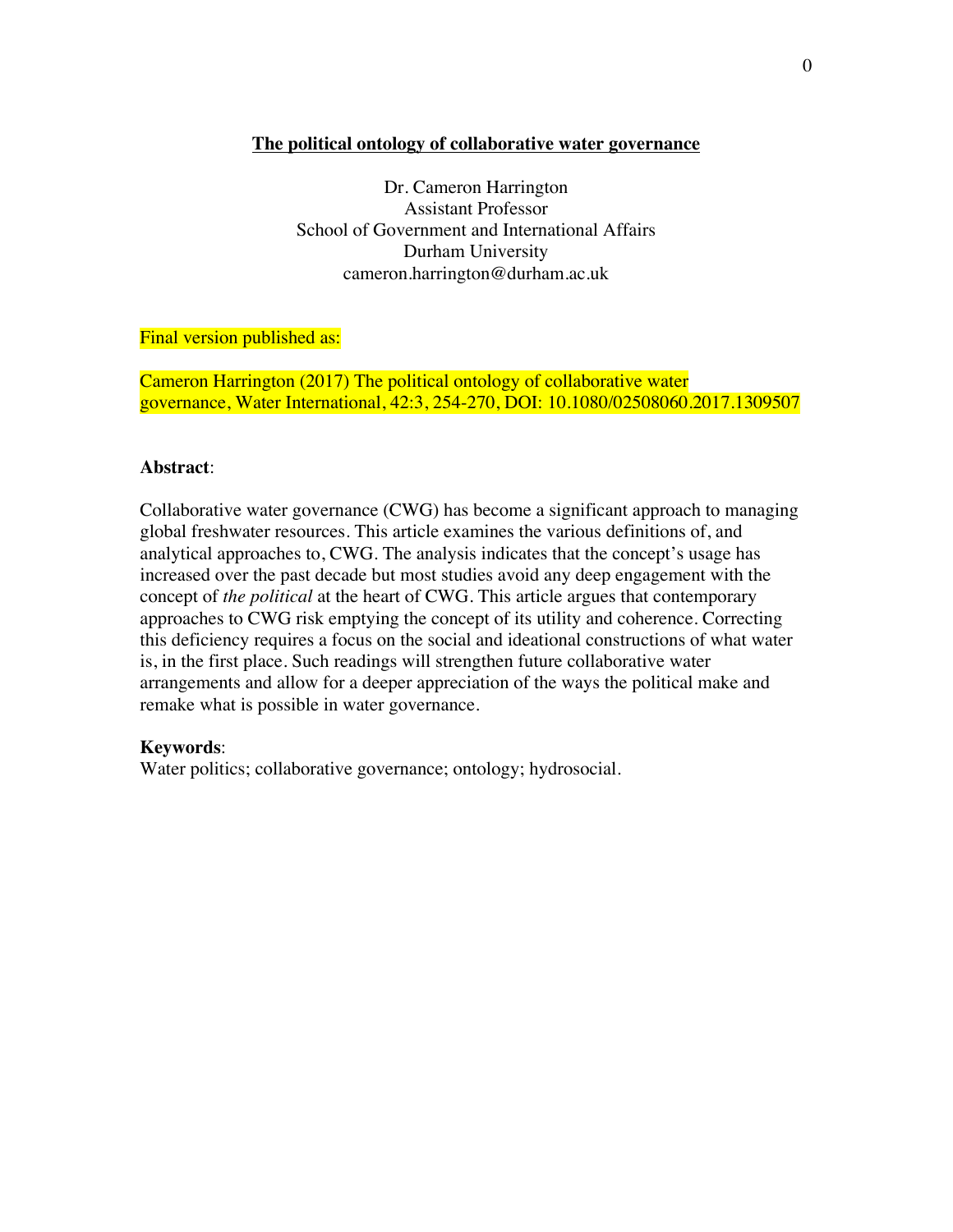**The political ontology of collaborative water governance**

Dr. Cameron Harrington
Assistant Professor
School of Government and International Affairs
Durham University
cameron.harrington@durham.ac.uk

Final version published as:

Cameron Harrington (2017) The political ontology of collaborative water governance, Water International, 42:3, 254-270, DOI: 10.1080/02508060.2017.1309507

**Abstract**:

Collaborative water governance (CWG) has become a significant approach to managing global freshwater resources. This article examines the various definitions of, and analytical approaches to, CWG. The analysis indicates that the concept's usage has increased over the past decade but most studies avoid any deep engagement with the concept of *the political* at the heart of CWG. This article argues that contemporary approaches to CWG risk emptying the concept of its utility and coherence. Correcting this deficiency requires a focus on the social and ideational constructions of what water is, in the first place. Such readings will strengthen future collaborative water arrangements and allow for a deeper appreciation of the ways the political make and remake what is possible in water governance.

**Keywords**:
Water politics; collaborative governance; ontology; hydrosocial.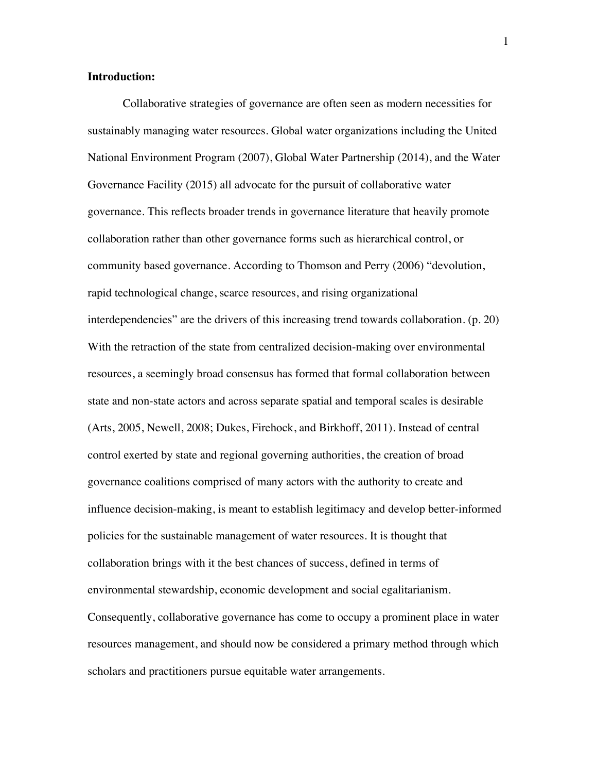**Introduction:**

Collaborative strategies of governance are often seen as modern necessities for sustainably managing water resources. Global water organizations including the United National Environment Program (2007), Global Water Partnership (2014), and the Water Governance Facility (2015) all advocate for the pursuit of collaborative water governance. This reflects broader trends in governance literature that heavily promote collaboration rather than other governance forms such as hierarchical control, or community based governance. According to Thomson and Perry (2006) "devolution, rapid technological change, scarce resources, and rising organizational interdependencies" are the drivers of this increasing trend towards collaboration. (p. 20) With the retraction of the state from centralized decision-making over environmental resources, a seemingly broad consensus has formed that formal collaboration between state and non-state actors and across separate spatial and temporal scales is desirable (Arts, 2005, Newell, 2008; Dukes, Firehock, and Birkhoff, 2011). Instead of central control exerted by state and regional governing authorities, the creation of broad governance coalitions comprised of many actors with the authority to create and influence decision-making, is meant to establish legitimacy and develop better-informed policies for the sustainable management of water resources. It is thought that collaboration brings with it the best chances of success, defined in terms of environmental stewardship, economic development and social egalitarianism. Consequently, collaborative governance has come to occupy a prominent place in water resources management, and should now be considered a primary method through which scholars and practitioners pursue equitable water arrangements.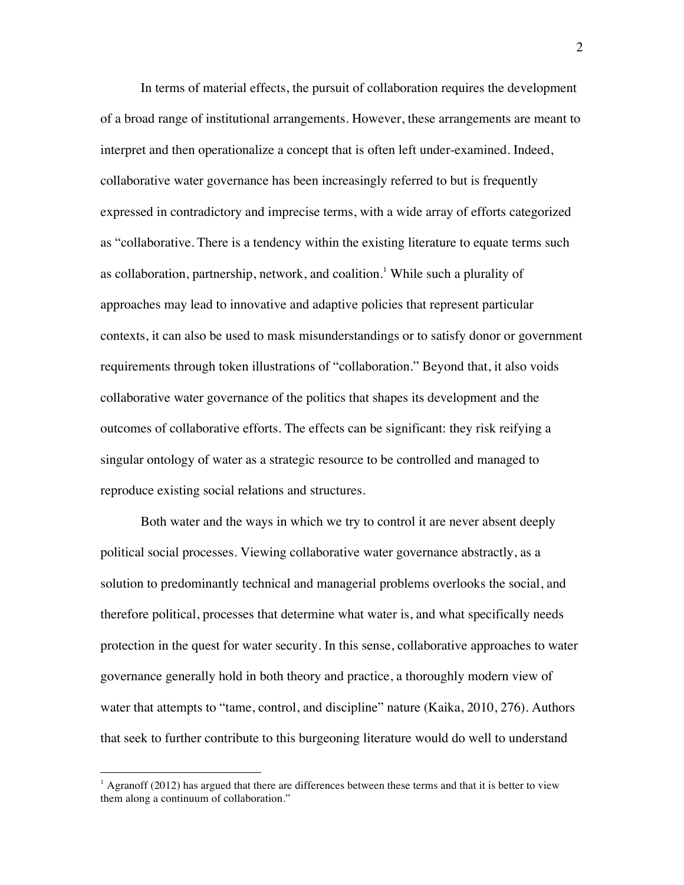In terms of material effects, the pursuit of collaboration requires the development of a broad range of institutional arrangements. However, these arrangements are meant to interpret and then operationalize a concept that is often left under-examined. Indeed, collaborative water governance has been increasingly referred to but is frequently expressed in contradictory and imprecise terms, with a wide array of efforts categorized as "collaborative. There is a tendency within the existing literature to equate terms such as collaboration, partnership, network, and coalition.[1] While such a plurality of approaches may lead to innovative and adaptive policies that represent particular contexts, it can also be used to mask misunderstandings or to satisfy donor or government requirements through token illustrations of "collaboration." Beyond that, it also voids collaborative water governance of the politics that shapes its development and the outcomes of collaborative efforts. The effects can be significant: they risk reifying a singular ontology of water as a strategic resource to be controlled and managed to reproduce existing social relations and structures.

Both water and the ways in which we try to control it are never absent deeply political social processes. Viewing collaborative water governance abstractly, as a solution to predominantly technical and managerial problems overlooks the social, and therefore political, processes that determine what water is, and what specifically needs protection in the quest for water security. In this sense, collaborative approaches to water governance generally hold in both theory and practice, a thoroughly modern view of water that attempts to "tame, control, and discipline" nature (Kaika, 2010, 276). Authors that seek to further contribute to this burgeoning literature would do well to understand

[1] Agranoff (2012) has argued that there are differences between these terms and that it is better to view them along a continuum of collaboration."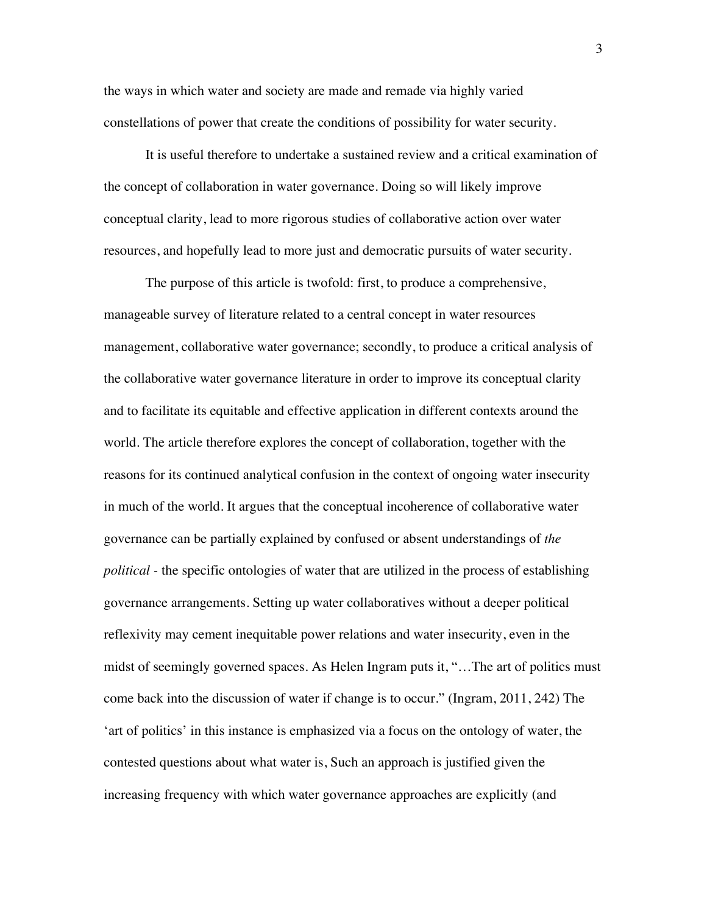the ways in which water and society are made and remade via highly varied constellations of power that create the conditions of possibility for water security.

It is useful therefore to undertake a sustained review and a critical examination of the concept of collaboration in water governance. Doing so will likely improve conceptual clarity, lead to more rigorous studies of collaborative action over water resources, and hopefully lead to more just and democratic pursuits of water security.

The purpose of this article is twofold: first, to produce a comprehensive, manageable survey of literature related to a central concept in water resources management, collaborative water governance; secondly, to produce a critical analysis of the collaborative water governance literature in order to improve its conceptual clarity and to facilitate its equitable and effective application in different contexts around the world. The article therefore explores the concept of collaboration, together with the reasons for its continued analytical confusion in the context of ongoing water insecurity in much of the world. It argues that the conceptual incoherence of collaborative water governance can be partially explained by confused or absent understandings of *the political* - the specific ontologies of water that are utilized in the process of establishing governance arrangements. Setting up water collaboratives without a deeper political reflexivity may cement inequitable power relations and water insecurity, even in the midst of seemingly governed spaces. As Helen Ingram puts it, "…The art of politics must come back into the discussion of water if change is to occur." (Ingram, 2011, 242) The 'art of politics' in this instance is emphasized via a focus on the ontology of water, the contested questions about what water is, Such an approach is justified given the increasing frequency with which water governance approaches are explicitly (and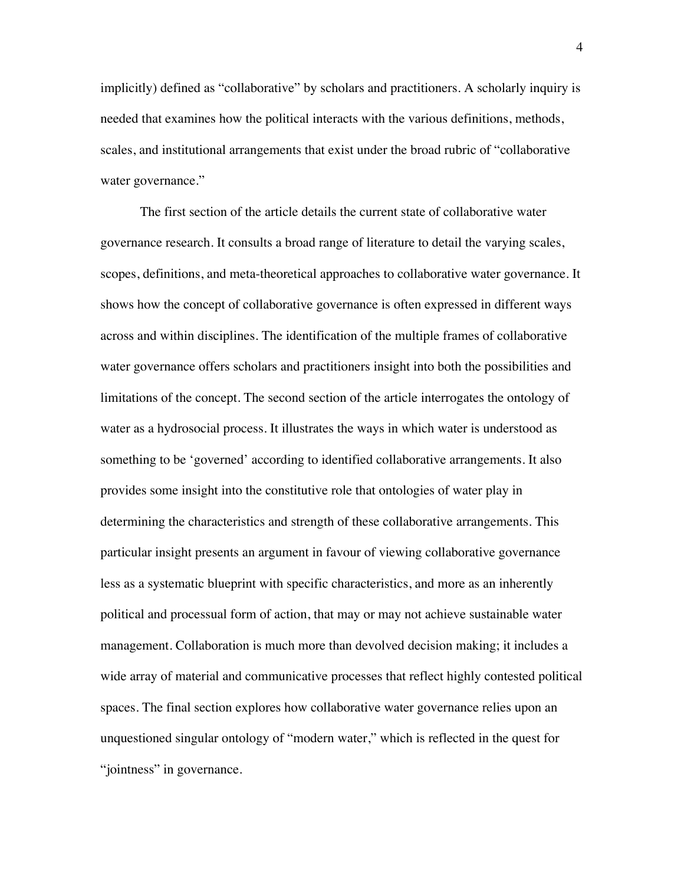implicitly) defined as "collaborative" by scholars and practitioners. A scholarly inquiry is needed that examines how the political interacts with the various definitions, methods, scales, and institutional arrangements that exist under the broad rubric of "collaborative water governance."

The first section of the article details the current state of collaborative water governance research. It consults a broad range of literature to detail the varying scales, scopes, definitions, and meta-theoretical approaches to collaborative water governance. It shows how the concept of collaborative governance is often expressed in different ways across and within disciplines. The identification of the multiple frames of collaborative water governance offers scholars and practitioners insight into both the possibilities and limitations of the concept. The second section of the article interrogates the ontology of water as a hydrosocial process. It illustrates the ways in which water is understood as something to be 'governed' according to identified collaborative arrangements. It also provides some insight into the constitutive role that ontologies of water play in determining the characteristics and strength of these collaborative arrangements. This particular insight presents an argument in favour of viewing collaborative governance less as a systematic blueprint with specific characteristics, and more as an inherently political and processual form of action, that may or may not achieve sustainable water management. Collaboration is much more than devolved decision making; it includes a wide array of material and communicative processes that reflect highly contested political spaces. The final section explores how collaborative water governance relies upon an unquestioned singular ontology of "modern water," which is reflected in the quest for "jointness" in governance.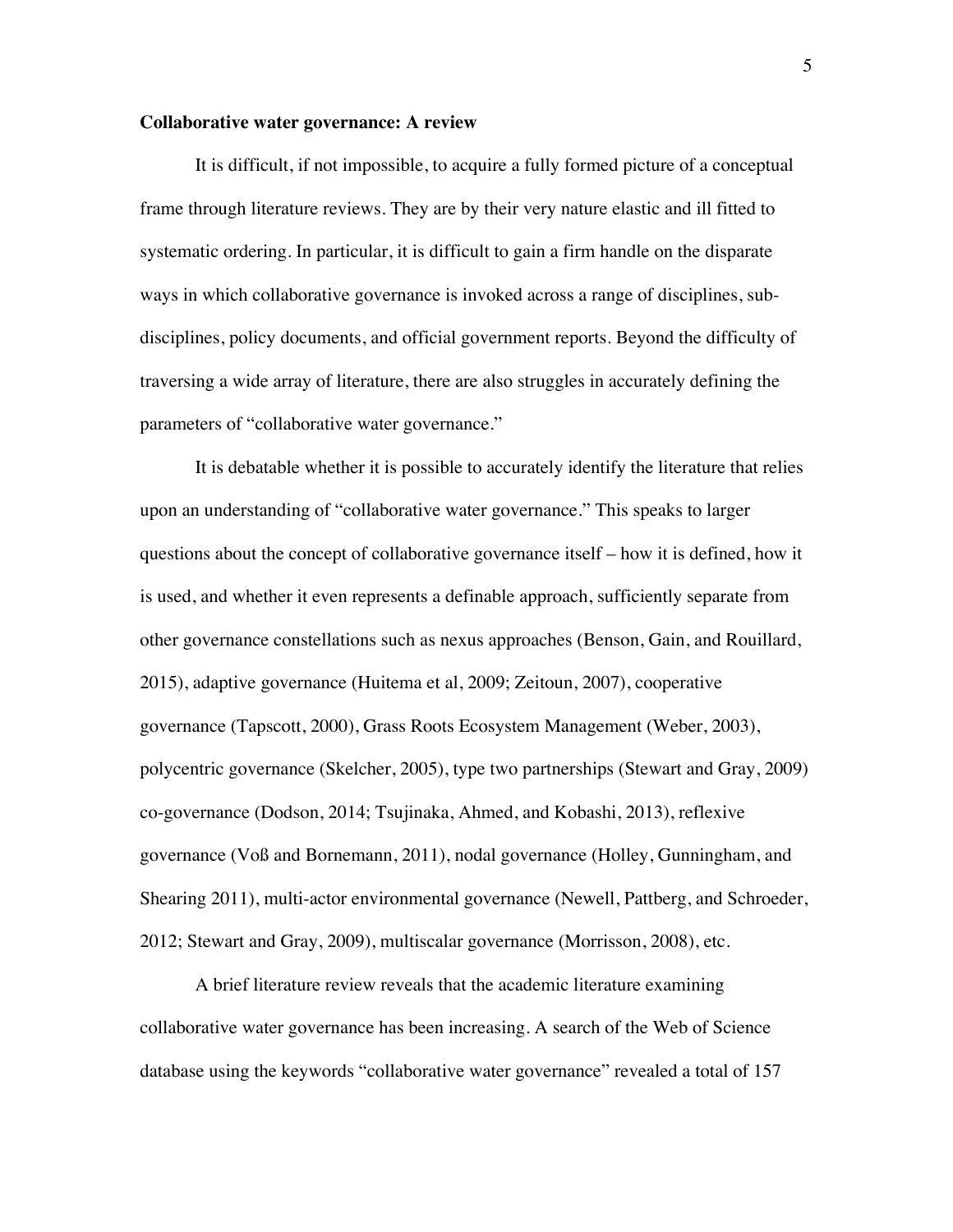**Collaborative water governance: A review**

It is difficult, if not impossible, to acquire a fully formed picture of a conceptual frame through literature reviews. They are by their very nature elastic and ill fitted to systematic ordering. In particular, it is difficult to gain a firm handle on the disparate ways in which collaborative governance is invoked across a range of disciplines, sub-disciplines, policy documents, and official government reports. Beyond the difficulty of traversing a wide array of literature, there are also struggles in accurately defining the parameters of "collaborative water governance."

It is debatable whether it is possible to accurately identify the literature that relies upon an understanding of "collaborative water governance." This speaks to larger questions about the concept of collaborative governance itself – how it is defined, how it is used, and whether it even represents a definable approach, sufficiently separate from other governance constellations such as nexus approaches (Benson, Gain, and Rouillard, 2015), adaptive governance (Huitema et al, 2009; Zeitoun, 2007), cooperative governance (Tapscott, 2000), Grass Roots Ecosystem Management (Weber, 2003), polycentric governance (Skelcher, 2005), type two partnerships (Stewart and Gray, 2009) co-governance (Dodson, 2014; Tsujinaka, Ahmed, and Kobashi, 2013), reflexive governance (Voß and Bornemann, 2011), nodal governance (Holley, Gunningham, and Shearing 2011), multi-actor environmental governance (Newell, Pattberg, and Schroeder, 2012; Stewart and Gray, 2009), multiscalar governance (Morrisson, 2008), etc.

A brief literature review reveals that the academic literature examining collaborative water governance has been increasing. A search of the Web of Science database using the keywords "collaborative water governance" revealed a total of 157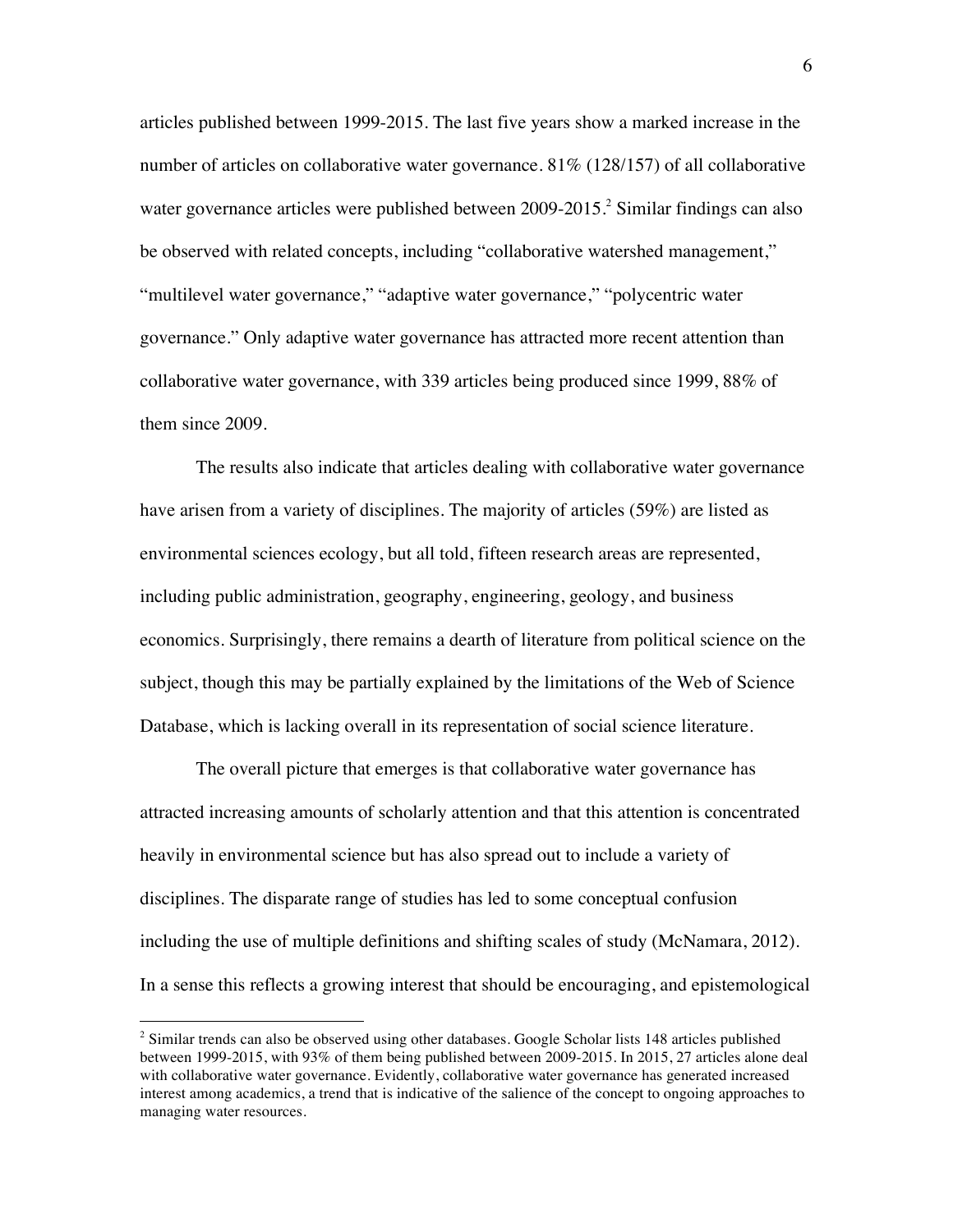articles published between 1999-2015. The last five years show a marked increase in the number of articles on collaborative water governance. 81% (128/157) of all collaborative water governance articles were published between 2009-2015.[2] Similar findings can also be observed with related concepts, including "collaborative watershed management," "multilevel water governance," "adaptive water governance," "polycentric water governance." Only adaptive water governance has attracted more recent attention than collaborative water governance, with 339 articles being produced since 1999, 88% of them since 2009.

The results also indicate that articles dealing with collaborative water governance have arisen from a variety of disciplines. The majority of articles (59%) are listed as environmental sciences ecology, but all told, fifteen research areas are represented, including public administration, geography, engineering, geology, and business economics. Surprisingly, there remains a dearth of literature from political science on the subject, though this may be partially explained by the limitations of the Web of Science Database, which is lacking overall in its representation of social science literature.

The overall picture that emerges is that collaborative water governance has attracted increasing amounts of scholarly attention and that this attention is concentrated heavily in environmental science but has also spread out to include a variety of disciplines. The disparate range of studies has led to some conceptual confusion including the use of multiple definitions and shifting scales of study (McNamara, 2012). In a sense this reflects a growing interest that should be encouraging, and epistemological

---

[2] Similar trends can also be observed using other databases. Google Scholar lists 148 articles published between 1999-2015, with 93% of them being published between 2009-2015. In 2015, 27 articles alone deal with collaborative water governance. Evidently, collaborative water governance has generated increased interest among academics, a trend that is indicative of the salience of the concept to ongoing approaches to managing water resources.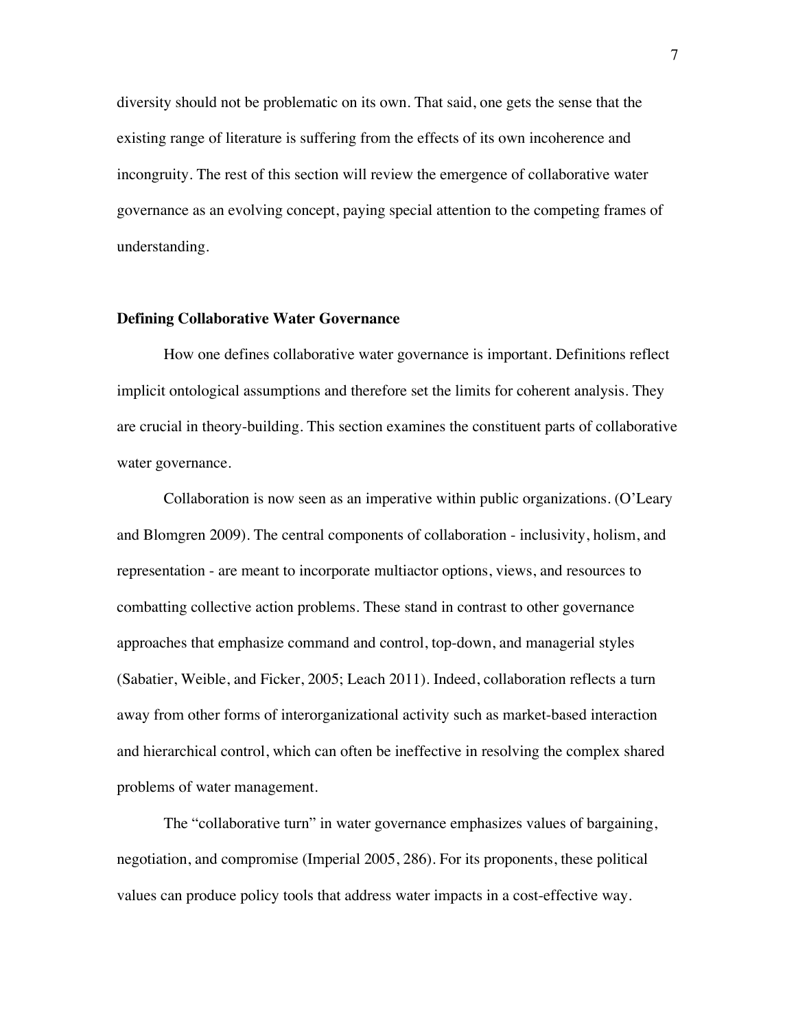diversity should not be problematic on its own. That said, one gets the sense that the existing range of literature is suffering from the effects of its own incoherence and incongruity. The rest of this section will review the emergence of collaborative water governance as an evolving concept, paying special attention to the competing frames of understanding.

**Defining Collaborative Water Governance**

How one defines collaborative water governance is important. Definitions reflect implicit ontological assumptions and therefore set the limits for coherent analysis. They are crucial in theory-building. This section examines the constituent parts of collaborative water governance.

Collaboration is now seen as an imperative within public organizations. (O'Leary and Blomgren 2009). The central components of collaboration - inclusivity, holism, and representation - are meant to incorporate multiactor options, views, and resources to combatting collective action problems. These stand in contrast to other governance approaches that emphasize command and control, top-down, and managerial styles (Sabatier, Weible, and Ficker, 2005; Leach 2011). Indeed, collaboration reflects a turn away from other forms of interorganizational activity such as market-based interaction and hierarchical control, which can often be ineffective in resolving the complex shared problems of water management.

The "collaborative turn" in water governance emphasizes values of bargaining, negotiation, and compromise (Imperial 2005, 286). For its proponents, these political values can produce policy tools that address water impacts in a cost-effective way.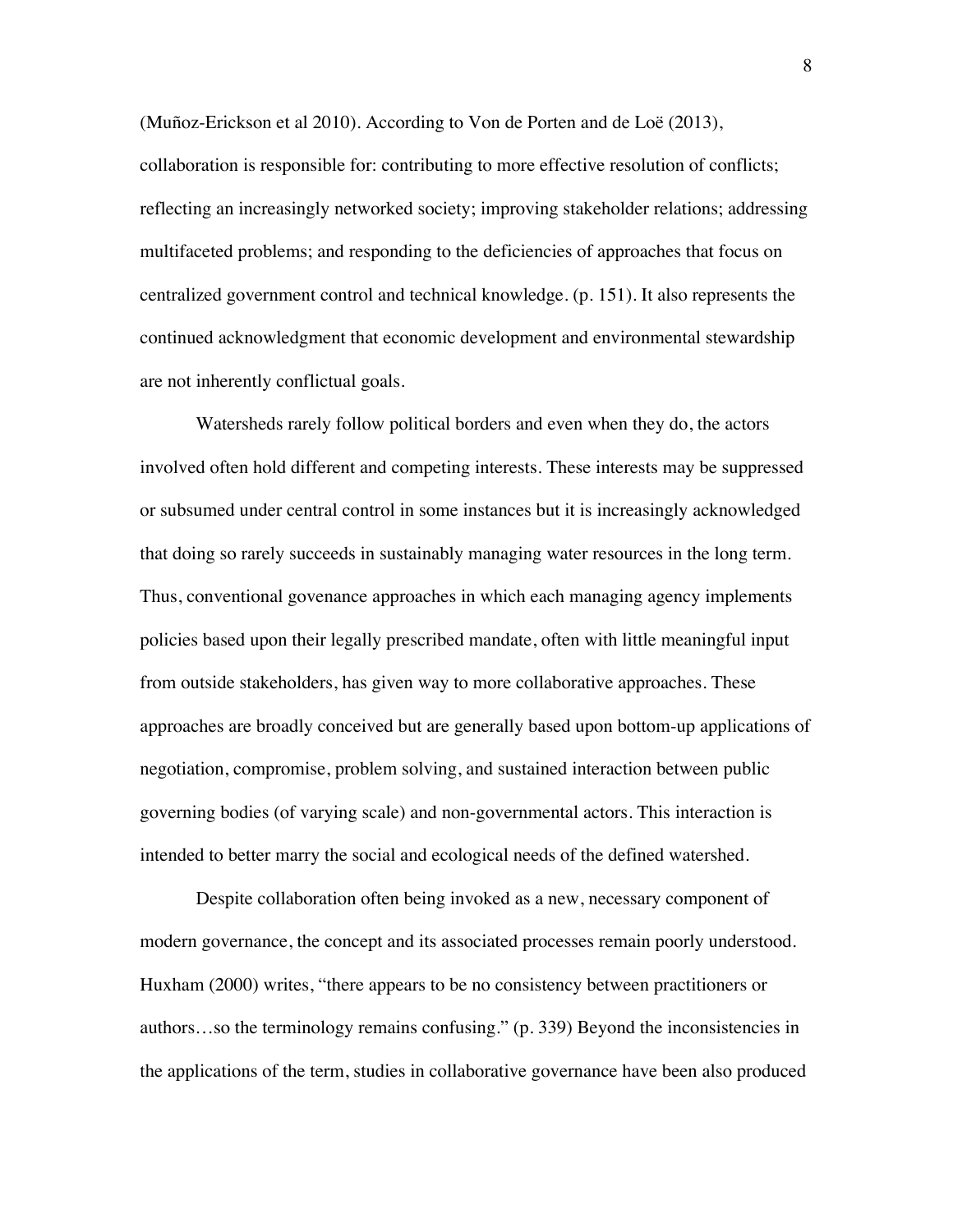(Muñoz-Erickson et al 2010). According to Von de Porten and de Loë (2013), collaboration is responsible for: contributing to more effective resolution of conflicts; reflecting an increasingly networked society; improving stakeholder relations; addressing multifaceted problems; and responding to the deficiencies of approaches that focus on centralized government control and technical knowledge. (p. 151). It also represents the continued acknowledgment that economic development and environmental stewardship are not inherently conflictual goals.

Watersheds rarely follow political borders and even when they do, the actors involved often hold different and competing interests. These interests may be suppressed or subsumed under central control in some instances but it is increasingly acknowledged that doing so rarely succeeds in sustainably managing water resources in the long term. Thus, conventional govenance approaches in which each managing agency implements policies based upon their legally prescribed mandate, often with little meaningful input from outside stakeholders, has given way to more collaborative approaches. These approaches are broadly conceived but are generally based upon bottom-up applications of negotiation, compromise, problem solving, and sustained interaction between public governing bodies (of varying scale) and non-governmental actors. This interaction is intended to better marry the social and ecological needs of the defined watershed.

Despite collaboration often being invoked as a new, necessary component of modern governance, the concept and its associated processes remain poorly understood. Huxham (2000) writes, "there appears to be no consistency between practitioners or authors…so the terminology remains confusing." (p. 339) Beyond the inconsistencies in the applications of the term, studies in collaborative governance have been also produced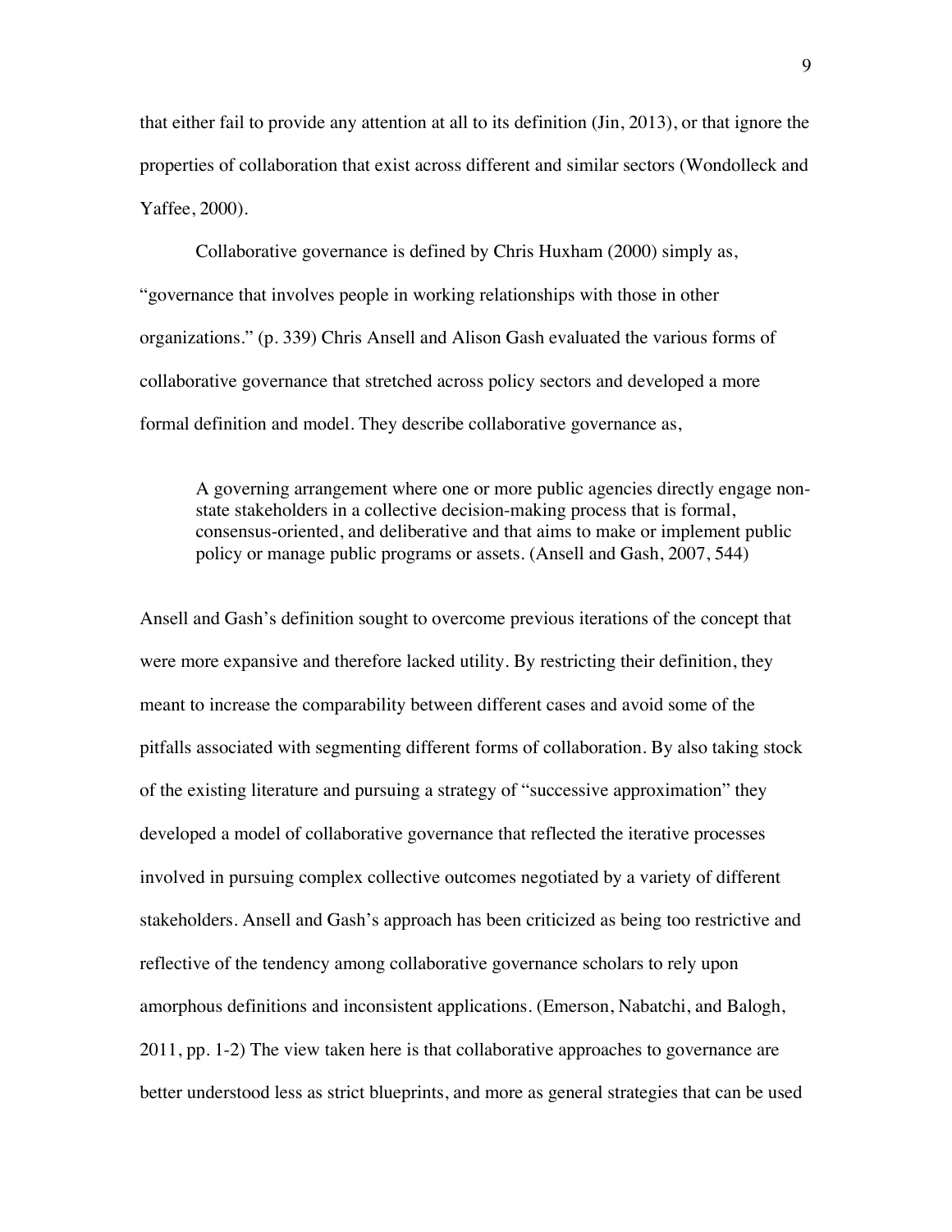that either fail to provide any attention at all to its definition (Jin, 2013), or that ignore the properties of collaboration that exist across different and similar sectors (Wondolleck and Yaffee, 2000).

Collaborative governance is defined by Chris Huxham (2000) simply as, "governance that involves people in working relationships with those in other organizations." (p. 339) Chris Ansell and Alison Gash evaluated the various forms of collaborative governance that stretched across policy sectors and developed a more formal definition and model. They describe collaborative governance as,

> A governing arrangement where one or more public agencies directly engage non-state stakeholders in a collective decision-making process that is formal, consensus-oriented, and deliberative and that aims to make or implement public policy or manage public programs or assets. (Ansell and Gash, 2007, 544)

Ansell and Gash's definition sought to overcome previous iterations of the concept that were more expansive and therefore lacked utility. By restricting their definition, they meant to increase the comparability between different cases and avoid some of the pitfalls associated with segmenting different forms of collaboration. By also taking stock of the existing literature and pursuing a strategy of "successive approximation" they developed a model of collaborative governance that reflected the iterative processes involved in pursuing complex collective outcomes negotiated by a variety of different stakeholders. Ansell and Gash's approach has been criticized as being too restrictive and reflective of the tendency among collaborative governance scholars to rely upon amorphous definitions and inconsistent applications. (Emerson, Nabatchi, and Balogh, 2011, pp. 1-2) The view taken here is that collaborative approaches to governance are better understood less as strict blueprints, and more as general strategies that can be used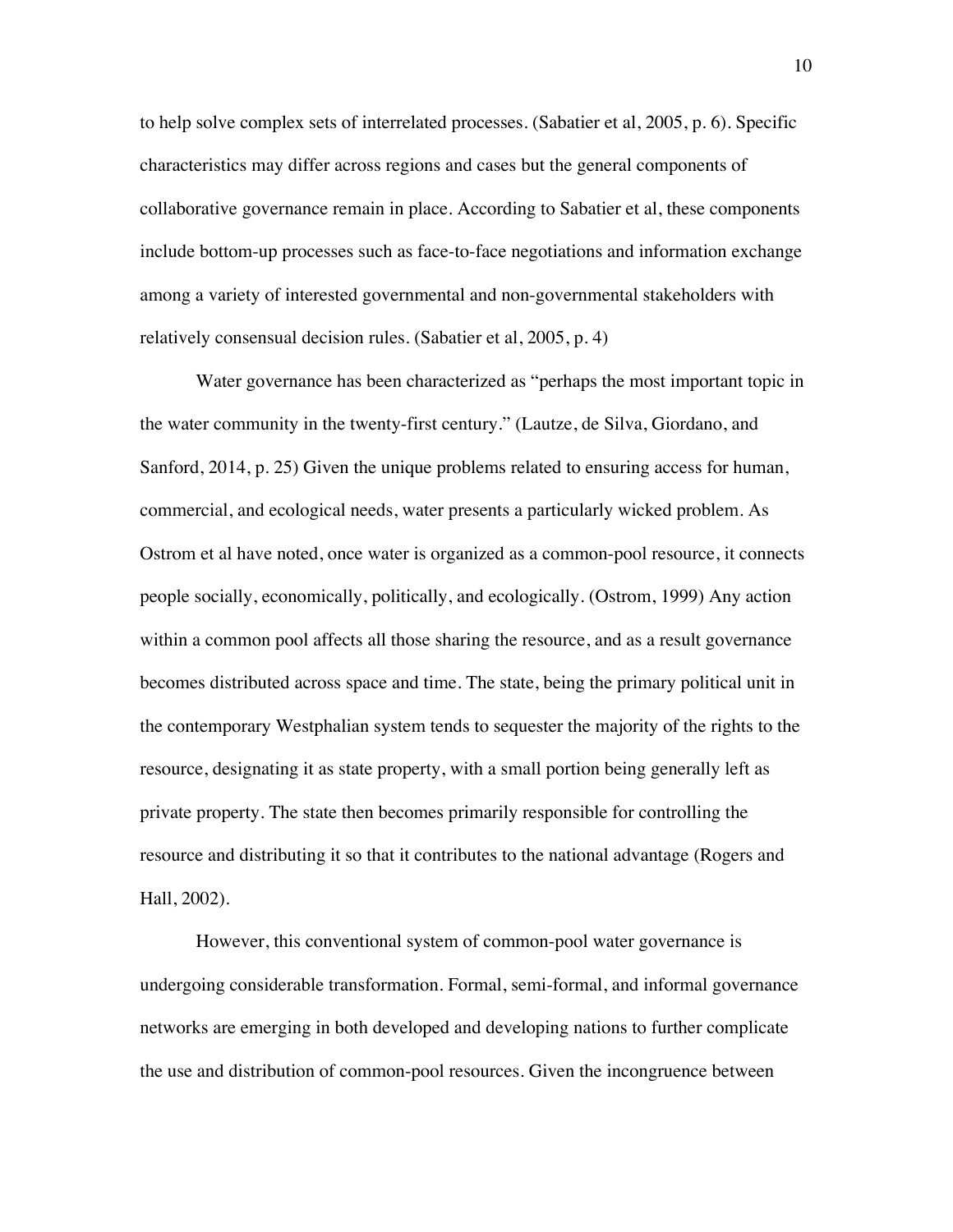to help solve complex sets of interrelated processes. (Sabatier et al, 2005, p. 6). Specific characteristics may differ across regions and cases but the general components of collaborative governance remain in place. According to Sabatier et al, these components include bottom-up processes such as face-to-face negotiations and information exchange among a variety of interested governmental and non-governmental stakeholders with relatively consensual decision rules. (Sabatier et al, 2005, p. 4)

Water governance has been characterized as "perhaps the most important topic in the water community in the twenty-first century." (Lautze, de Silva, Giordano, and Sanford, 2014, p. 25) Given the unique problems related to ensuring access for human, commercial, and ecological needs, water presents a particularly wicked problem. As Ostrom et al have noted, once water is organized as a common-pool resource, it connects people socially, economically, politically, and ecologically. (Ostrom, 1999) Any action within a common pool affects all those sharing the resource, and as a result governance becomes distributed across space and time. The state, being the primary political unit in the contemporary Westphalian system tends to sequester the majority of the rights to the resource, designating it as state property, with a small portion being generally left as private property. The state then becomes primarily responsible for controlling the resource and distributing it so that it contributes to the national advantage (Rogers and Hall, 2002).

However, this conventional system of common-pool water governance is undergoing considerable transformation. Formal, semi-formal, and informal governance networks are emerging in both developed and developing nations to further complicate the use and distribution of common-pool resources. Given the incongruence between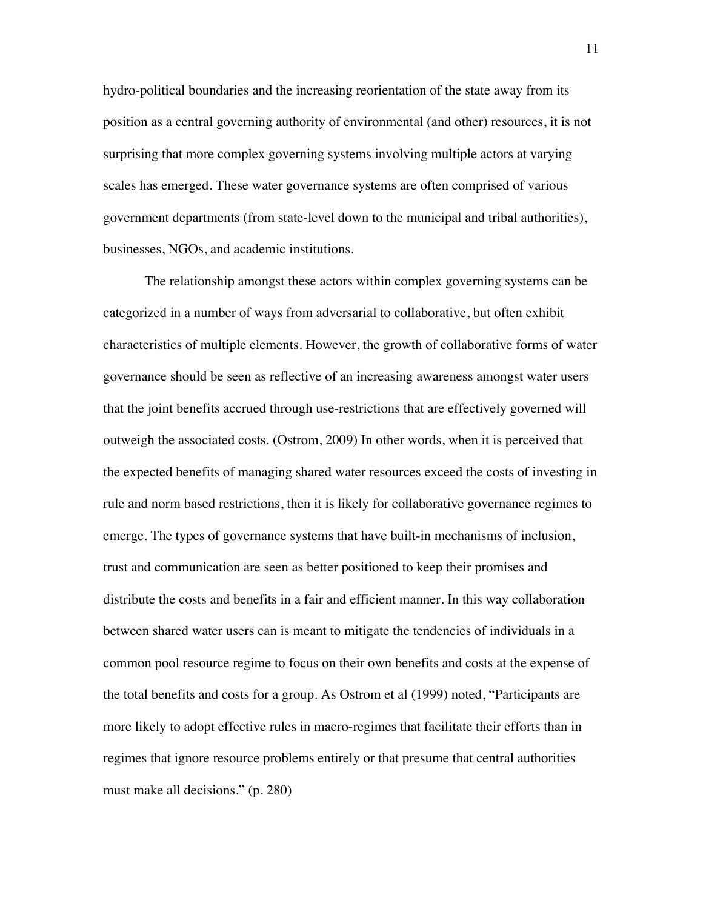hydro-political boundaries and the increasing reorientation of the state away from its position as a central governing authority of environmental (and other) resources, it is not surprising that more complex governing systems involving multiple actors at varying scales has emerged. These water governance systems are often comprised of various government departments (from state-level down to the municipal and tribal authorities), businesses, NGOs, and academic institutions.

The relationship amongst these actors within complex governing systems can be categorized in a number of ways from adversarial to collaborative, but often exhibit characteristics of multiple elements. However, the growth of collaborative forms of water governance should be seen as reflective of an increasing awareness amongst water users that the joint benefits accrued through use-restrictions that are effectively governed will outweigh the associated costs. (Ostrom, 2009) In other words, when it is perceived that the expected benefits of managing shared water resources exceed the costs of investing in rule and norm based restrictions, then it is likely for collaborative governance regimes to emerge. The types of governance systems that have built-in mechanisms of inclusion, trust and communication are seen as better positioned to keep their promises and distribute the costs and benefits in a fair and efficient manner. In this way collaboration between shared water users can is meant to mitigate the tendencies of individuals in a common pool resource regime to focus on their own benefits and costs at the expense of the total benefits and costs for a group. As Ostrom et al (1999) noted, "Participants are more likely to adopt effective rules in macro-regimes that facilitate their efforts than in regimes that ignore resource problems entirely or that presume that central authorities must make all decisions." (p. 280)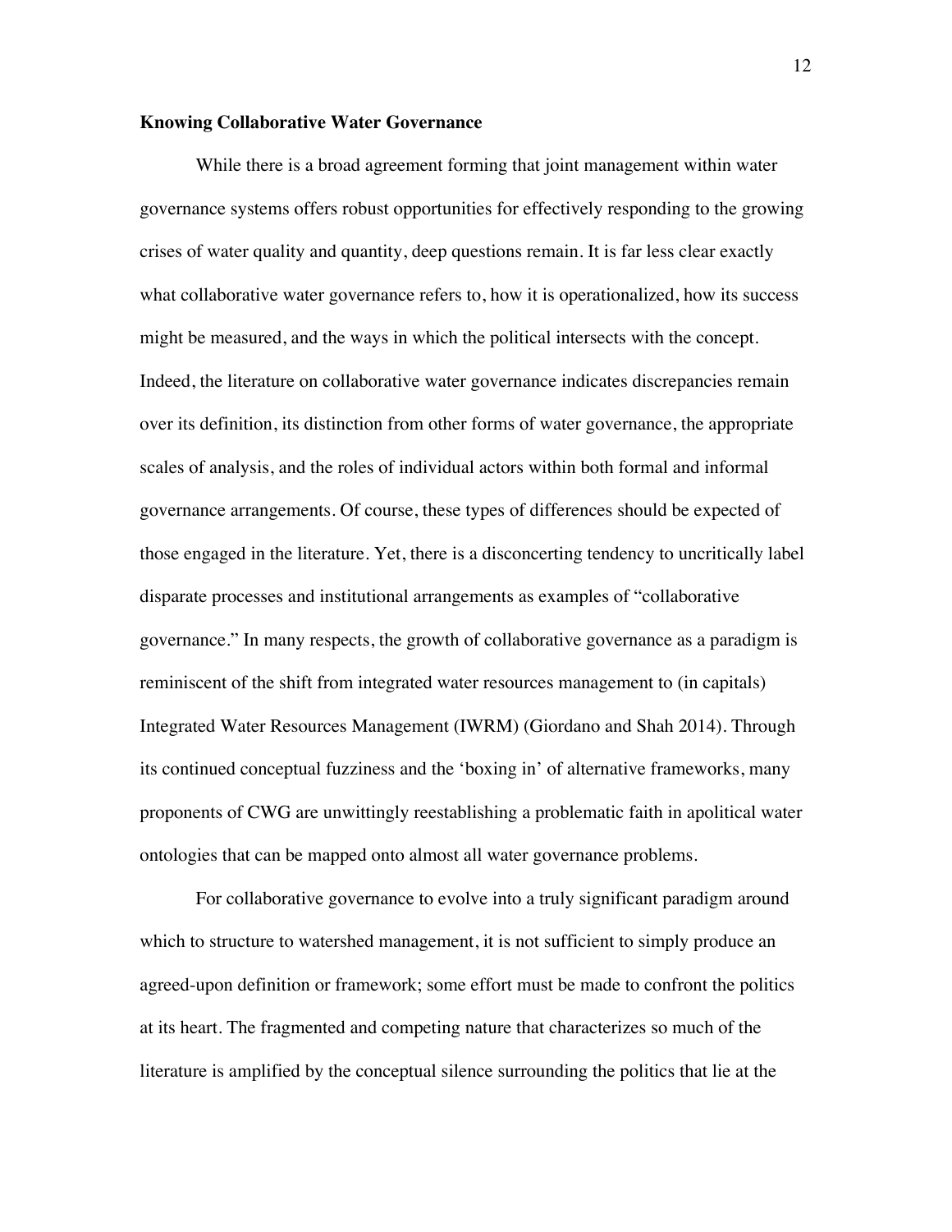**Knowing Collaborative Water Governance**

While there is a broad agreement forming that joint management within water governance systems offers robust opportunities for effectively responding to the growing crises of water quality and quantity, deep questions remain. It is far less clear exactly what collaborative water governance refers to, how it is operationalized, how its success might be measured, and the ways in which the political intersects with the concept. Indeed, the literature on collaborative water governance indicates discrepancies remain over its definition, its distinction from other forms of water governance, the appropriate scales of analysis, and the roles of individual actors within both formal and informal governance arrangements. Of course, these types of differences should be expected of those engaged in the literature. Yet, there is a disconcerting tendency to uncritically label disparate processes and institutional arrangements as examples of "collaborative governance." In many respects, the growth of collaborative governance as a paradigm is reminiscent of the shift from integrated water resources management to (in capitals) Integrated Water Resources Management (IWRM) (Giordano and Shah 2014). Through its continued conceptual fuzziness and the 'boxing in' of alternative frameworks, many proponents of CWG are unwittingly reestablishing a problematic faith in apolitical water ontologies that can be mapped onto almost all water governance problems.

For collaborative governance to evolve into a truly significant paradigm around which to structure to watershed management, it is not sufficient to simply produce an agreed-upon definition or framework; some effort must be made to confront the politics at its heart. The fragmented and competing nature that characterizes so much of the literature is amplified by the conceptual silence surrounding the politics that lie at the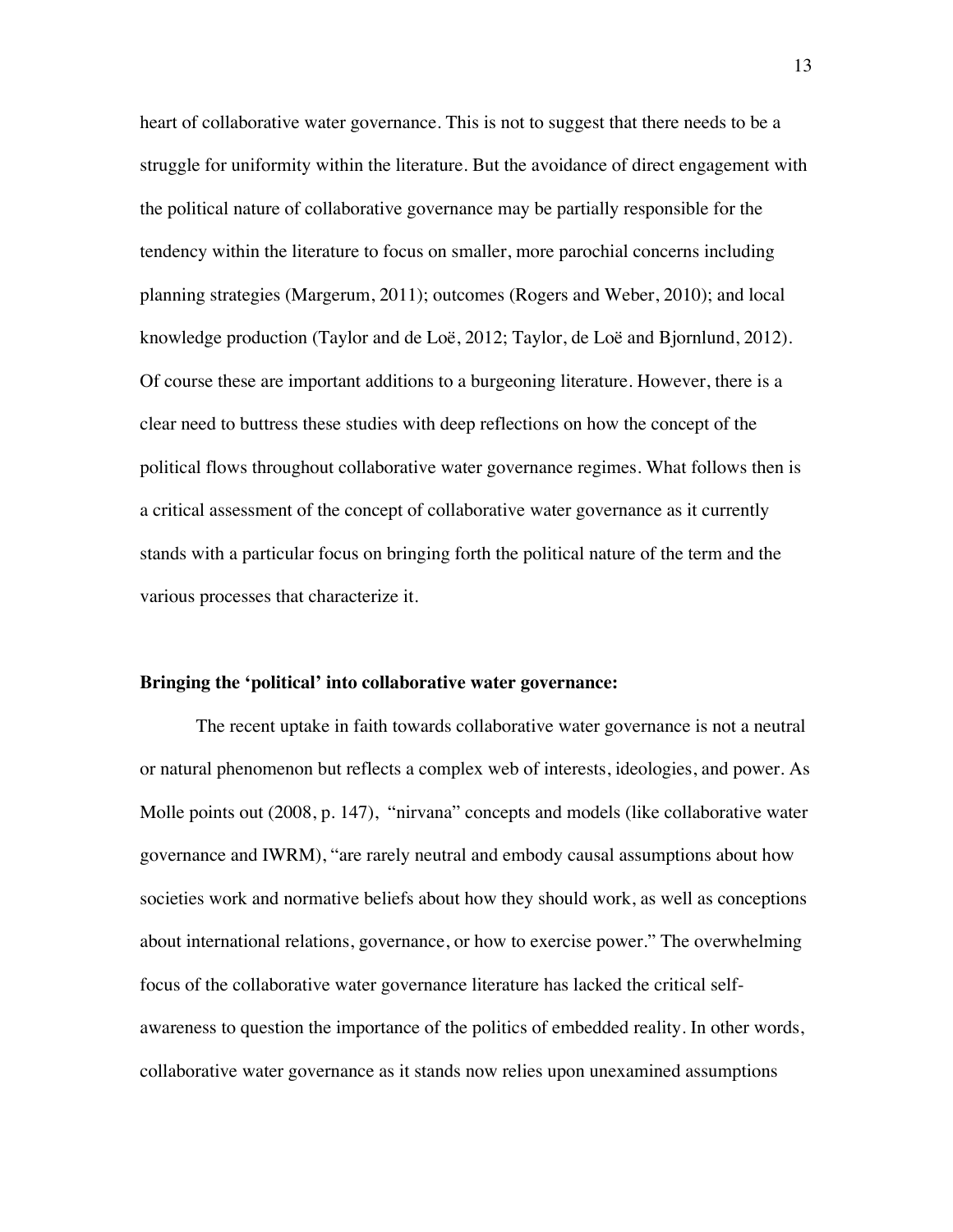heart of collaborative water governance. This is not to suggest that there needs to be a struggle for uniformity within the literature. But the avoidance of direct engagement with the political nature of collaborative governance may be partially responsible for the tendency within the literature to focus on smaller, more parochial concerns including planning strategies (Margerum, 2011); outcomes (Rogers and Weber, 2010); and local knowledge production (Taylor and de Loë, 2012; Taylor, de Loë and Bjornlund, 2012). Of course these are important additions to a burgeoning literature. However, there is a clear need to buttress these studies with deep reflections on how the concept of the political flows throughout collaborative water governance regimes. What follows then is a critical assessment of the concept of collaborative water governance as it currently stands with a particular focus on bringing forth the political nature of the term and the various processes that characterize it.

**Bringing the 'political' into collaborative water governance:**

The recent uptake in faith towards collaborative water governance is not a neutral or natural phenomenon but reflects a complex web of interests, ideologies, and power. As Molle points out (2008, p. 147), "nirvana" concepts and models (like collaborative water governance and IWRM), "are rarely neutral and embody causal assumptions about how societies work and normative beliefs about how they should work, as well as conceptions about international relations, governance, or how to exercise power." The overwhelming focus of the collaborative water governance literature has lacked the critical self-awareness to question the importance of the politics of embedded reality. In other words, collaborative water governance as it stands now relies upon unexamined assumptions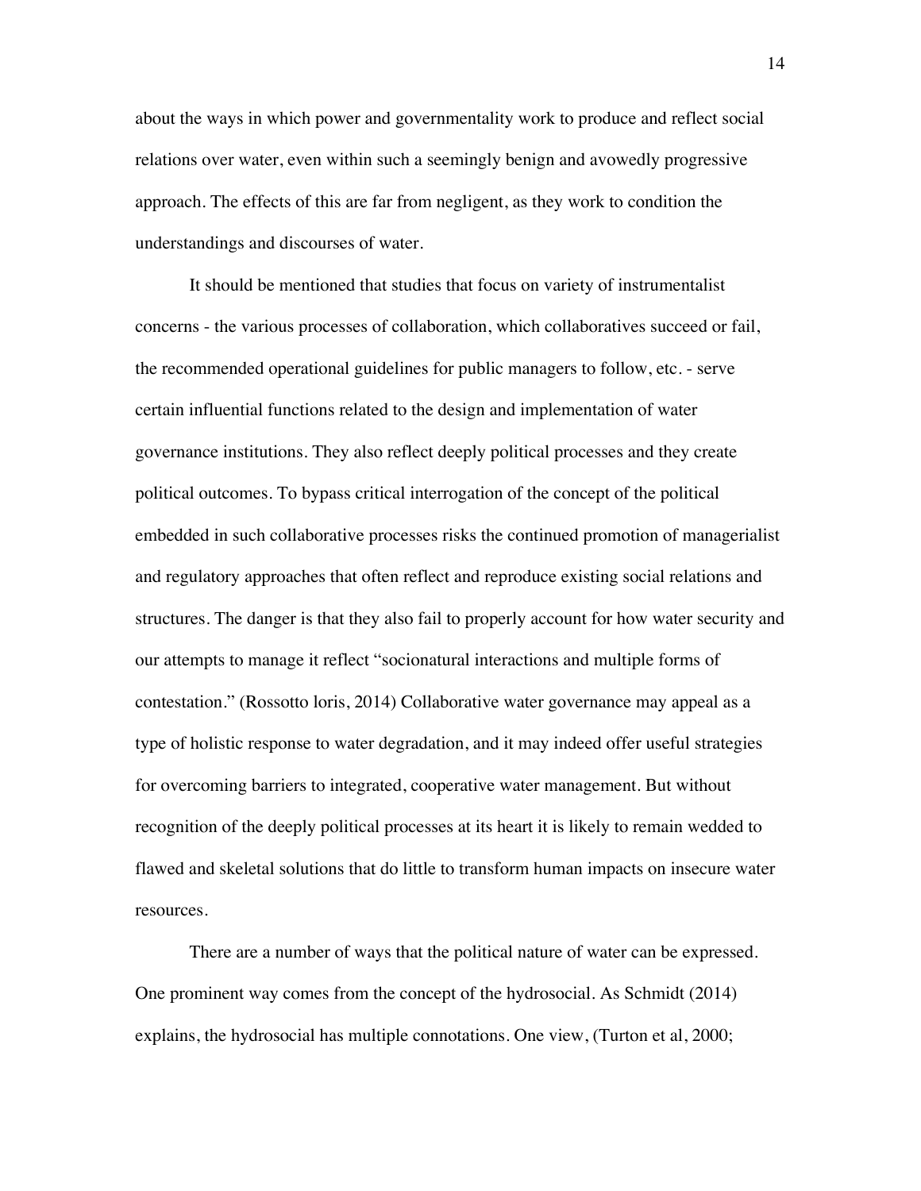about the ways in which power and governmentality work to produce and reflect social relations over water, even within such a seemingly benign and avowedly progressive approach. The effects of this are far from negligent, as they work to condition the understandings and discourses of water.

It should be mentioned that studies that focus on variety of instrumentalist concerns - the various processes of collaboration, which collaboratives succeed or fail, the recommended operational guidelines for public managers to follow, etc. - serve certain influential functions related to the design and implementation of water governance institutions. They also reflect deeply political processes and they create political outcomes. To bypass critical interrogation of the concept of the political embedded in such collaborative processes risks the continued promotion of managerialist and regulatory approaches that often reflect and reproduce existing social relations and structures. The danger is that they also fail to properly account for how water security and our attempts to manage it reflect "socionatural interactions and multiple forms of contestation." (Rossotto loris, 2014) Collaborative water governance may appeal as a type of holistic response to water degradation, and it may indeed offer useful strategies for overcoming barriers to integrated, cooperative water management. But without recognition of the deeply political processes at its heart it is likely to remain wedded to flawed and skeletal solutions that do little to transform human impacts on insecure water resources.

There are a number of ways that the political nature of water can be expressed. One prominent way comes from the concept of the hydrosocial. As Schmidt (2014) explains, the hydrosocial has multiple connotations. One view, (Turton et al, 2000;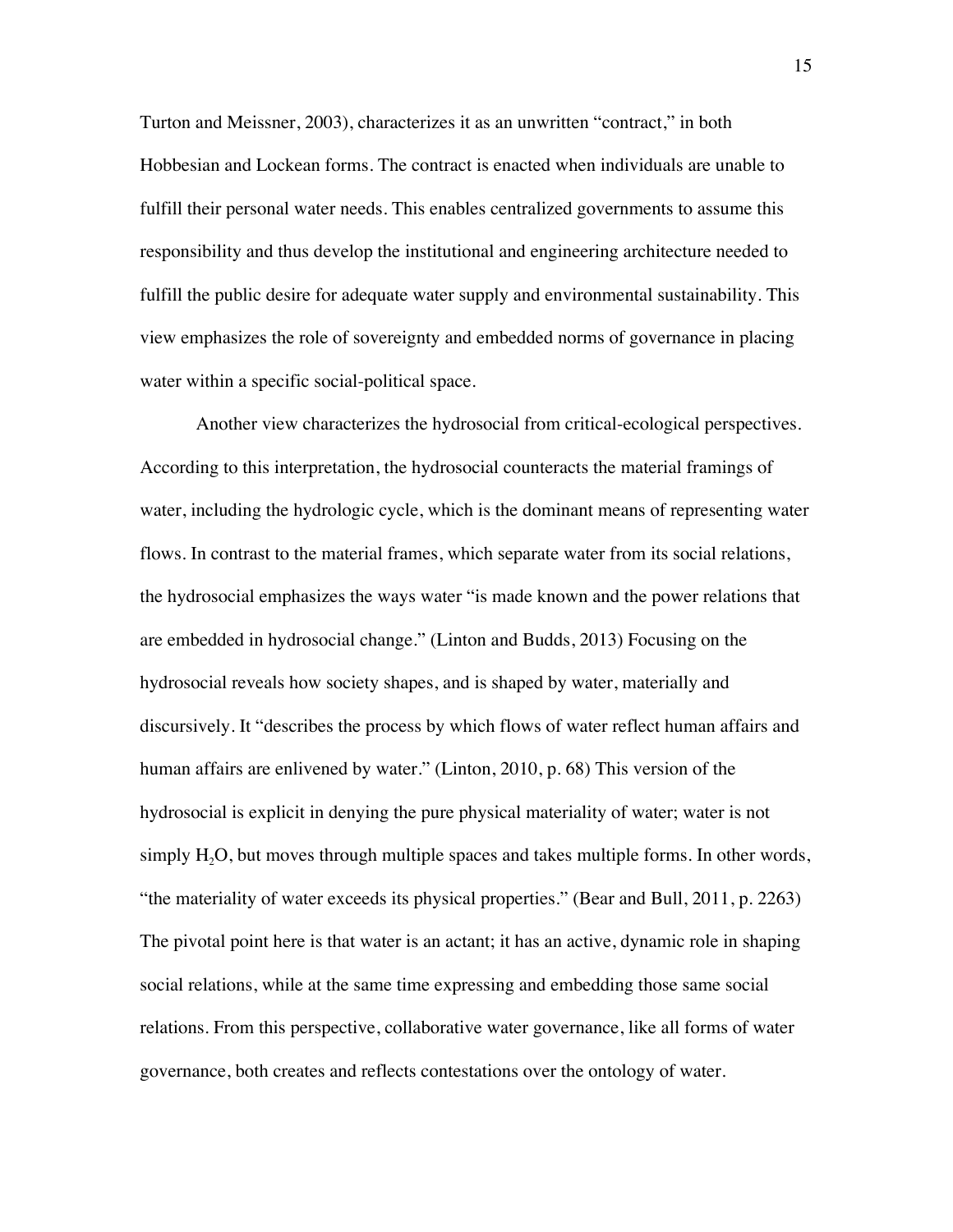Turton and Meissner, 2003), characterizes it as an unwritten "contract," in both Hobbesian and Lockean forms. The contract is enacted when individuals are unable to fulfill their personal water needs. This enables centralized governments to assume this responsibility and thus develop the institutional and engineering architecture needed to fulfill the public desire for adequate water supply and environmental sustainability. This view emphasizes the role of sovereignty and embedded norms of governance in placing water within a specific social-political space.

Another view characterizes the hydrosocial from critical-ecological perspectives. According to this interpretation, the hydrosocial counteracts the material framings of water, including the hydrologic cycle, which is the dominant means of representing water flows. In contrast to the material frames, which separate water from its social relations, the hydrosocial emphasizes the ways water "is made known and the power relations that are embedded in hydrosocial change." (Linton and Budds, 2013) Focusing on the hydrosocial reveals how society shapes, and is shaped by water, materially and discursively. It "describes the process by which flows of water reflect human affairs and human affairs are enlivened by water." (Linton, 2010, p. 68) This version of the hydrosocial is explicit in denying the pure physical materiality of water; water is not simply $H_2O$, but moves through multiple spaces and takes multiple forms. In other words, "the materiality of water exceeds its physical properties." (Bear and Bull, 2011, p. 2263) The pivotal point here is that water is an actant; it has an active, dynamic role in shaping social relations, while at the same time expressing and embedding those same social relations. From this perspective, collaborative water governance, like all forms of water governance, both creates and reflects contestations over the ontology of water.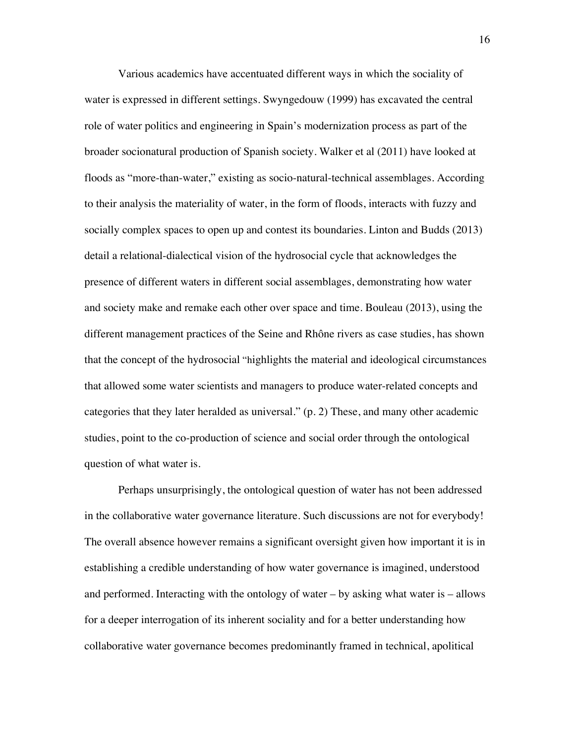Various academics have accentuated different ways in which the sociality of water is expressed in different settings. Swyngedouw (1999) has excavated the central role of water politics and engineering in Spain's modernization process as part of the broader socionatural production of Spanish society. Walker et al (2011) have looked at floods as "more-than-water," existing as socio-natural-technical assemblages. According to their analysis the materiality of water, in the form of floods, interacts with fuzzy and socially complex spaces to open up and contest its boundaries. Linton and Budds (2013) detail a relational-dialectical vision of the hydrosocial cycle that acknowledges the presence of different waters in different social assemblages, demonstrating how water and society make and remake each other over space and time. Bouleau (2013), using the different management practices of the Seine and Rhône rivers as case studies, has shown that the concept of the hydrosocial "highlights the material and ideological circumstances that allowed some water scientists and managers to produce water-related concepts and categories that they later heralded as universal." (p. 2) These, and many other academic studies, point to the co-production of science and social order through the ontological question of what water is.

Perhaps unsurprisingly, the ontological question of water has not been addressed in the collaborative water governance literature. Such discussions are not for everybody! The overall absence however remains a significant oversight given how important it is in establishing a credible understanding of how water governance is imagined, understood and performed. Interacting with the ontology of water – by asking what water is – allows for a deeper interrogation of its inherent sociality and for a better understanding how collaborative water governance becomes predominantly framed in technical, apolitical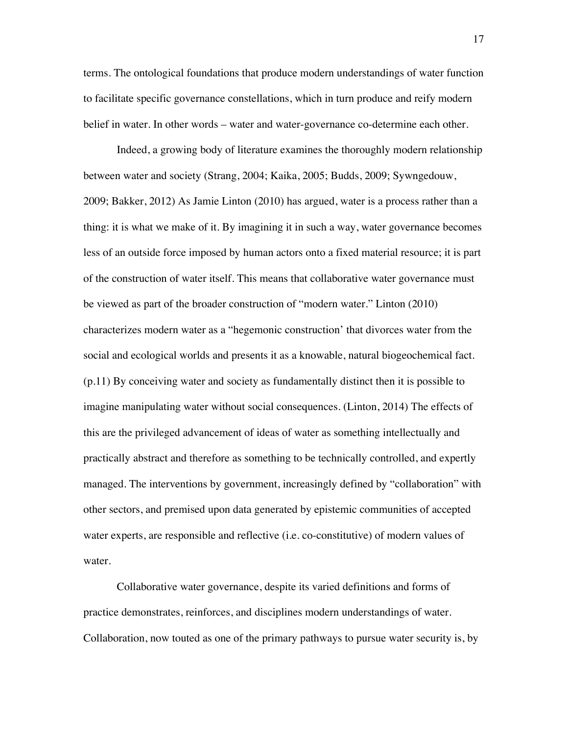terms. The ontological foundations that produce modern understandings of water function to facilitate specific governance constellations, which in turn produce and reify modern belief in water. In other words – water and water-governance co-determine each other.

Indeed, a growing body of literature examines the thoroughly modern relationship between water and society (Strang, 2004; Kaika, 2005; Budds, 2009; Sywngedouw, 2009; Bakker, 2012) As Jamie Linton (2010) has argued, water is a process rather than a thing: it is what we make of it. By imagining it in such a way, water governance becomes less of an outside force imposed by human actors onto a fixed material resource; it is part of the construction of water itself. This means that collaborative water governance must be viewed as part of the broader construction of "modern water." Linton (2010) characterizes modern water as a "hegemonic construction' that divorces water from the social and ecological worlds and presents it as a knowable, natural biogeochemical fact. (p.11) By conceiving water and society as fundamentally distinct then it is possible to imagine manipulating water without social consequences. (Linton, 2014) The effects of this are the privileged advancement of ideas of water as something intellectually and practically abstract and therefore as something to be technically controlled, and expertly managed. The interventions by government, increasingly defined by "collaboration" with other sectors, and premised upon data generated by epistemic communities of accepted water experts, are responsible and reflective (i.e. co-constitutive) of modern values of water.

Collaborative water governance, despite its varied definitions and forms of practice demonstrates, reinforces, and disciplines modern understandings of water. Collaboration, now touted as one of the primary pathways to pursue water security is, by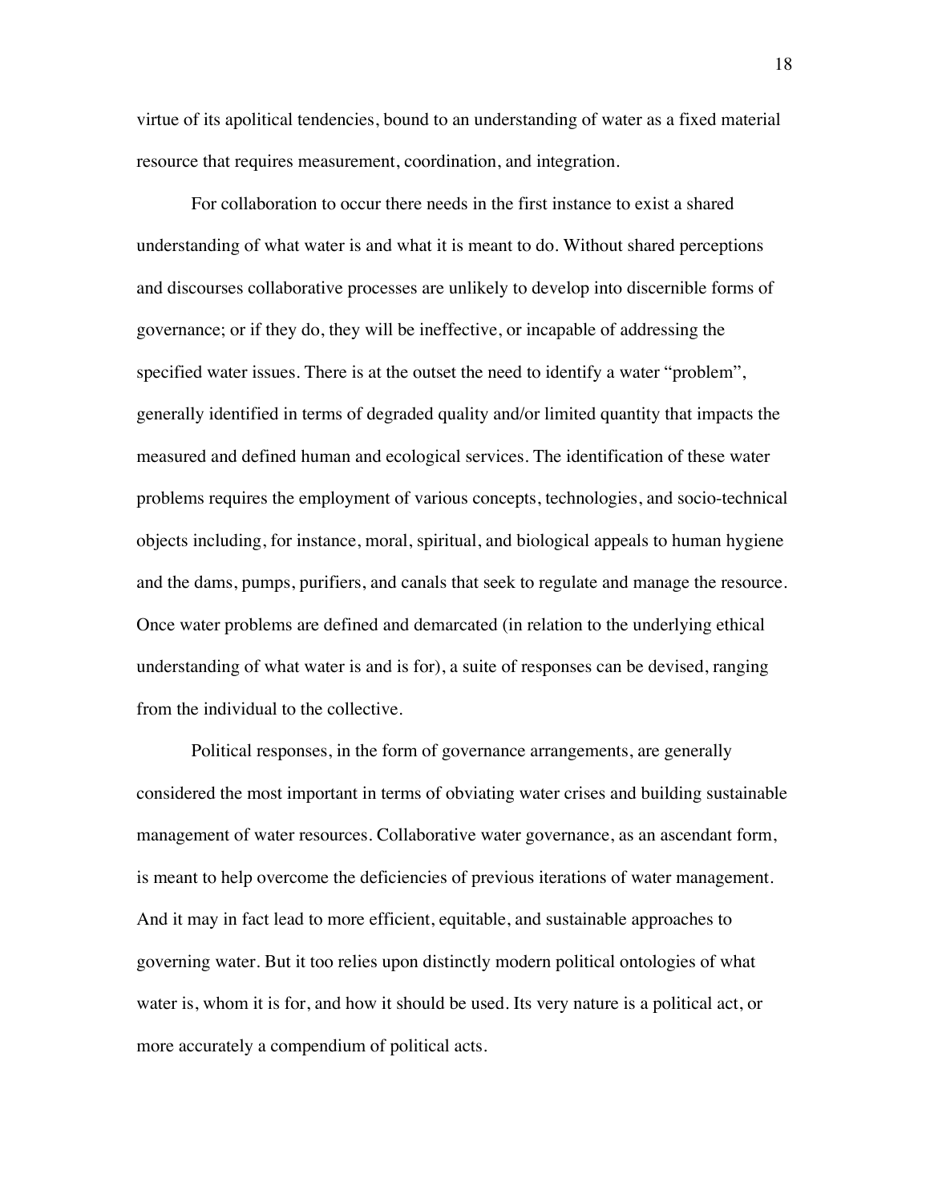virtue of its apolitical tendencies, bound to an understanding of water as a fixed material resource that requires measurement, coordination, and integration.

For collaboration to occur there needs in the first instance to exist a shared understanding of what water is and what it is meant to do. Without shared perceptions and discourses collaborative processes are unlikely to develop into discernible forms of governance; or if they do, they will be ineffective, or incapable of addressing the specified water issues. There is at the outset the need to identify a water "problem", generally identified in terms of degraded quality and/or limited quantity that impacts the measured and defined human and ecological services. The identification of these water problems requires the employment of various concepts, technologies, and socio-technical objects including, for instance, moral, spiritual, and biological appeals to human hygiene and the dams, pumps, purifiers, and canals that seek to regulate and manage the resource. Once water problems are defined and demarcated (in relation to the underlying ethical understanding of what water is and is for), a suite of responses can be devised, ranging from the individual to the collective.

Political responses, in the form of governance arrangements, are generally considered the most important in terms of obviating water crises and building sustainable management of water resources. Collaborative water governance, as an ascendant form, is meant to help overcome the deficiencies of previous iterations of water management. And it may in fact lead to more efficient, equitable, and sustainable approaches to governing water. But it too relies upon distinctly modern political ontologies of what water is, whom it is for, and how it should be used. Its very nature is a political act, or more accurately a compendium of political acts.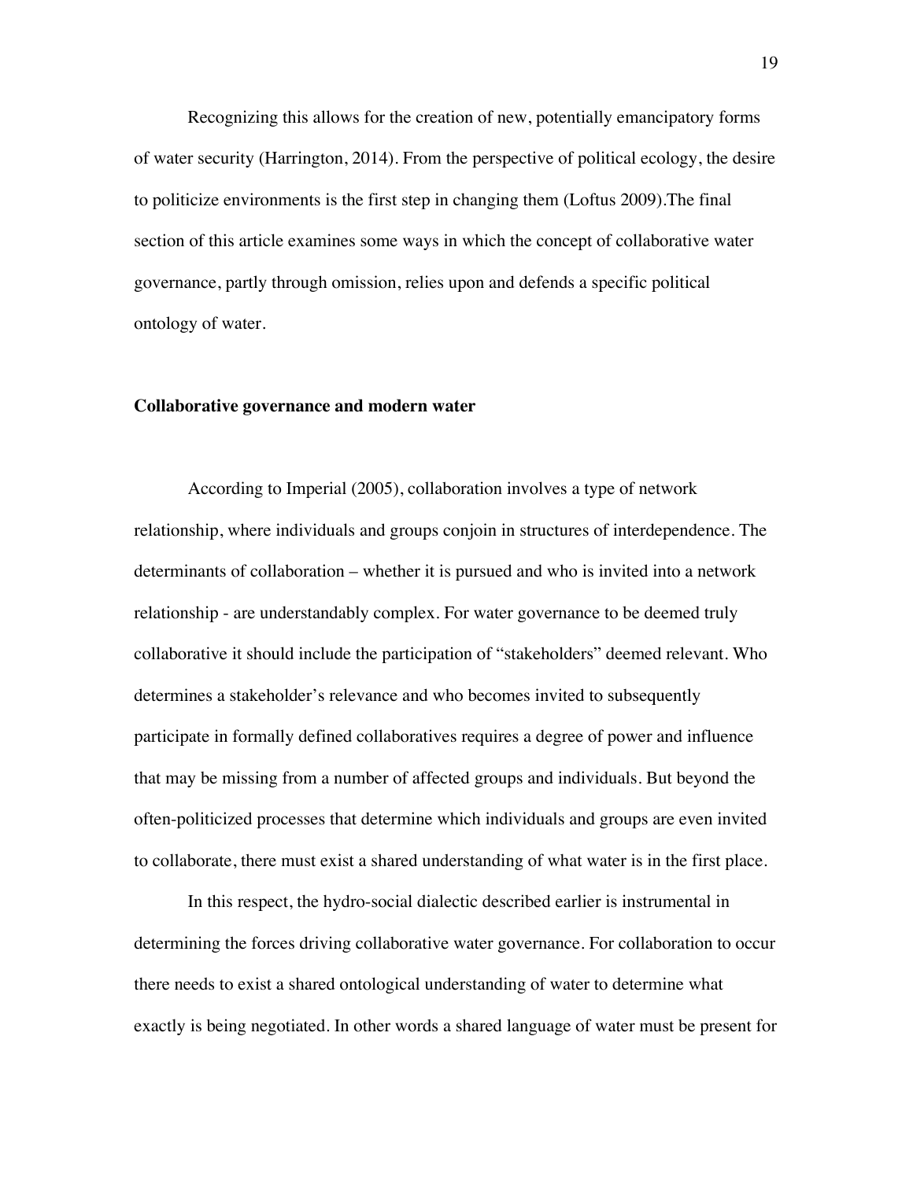Recognizing this allows for the creation of new, potentially emancipatory forms of water security (Harrington, 2014). From the perspective of political ecology, the desire to politicize environments is the first step in changing them (Loftus 2009).The final section of this article examines some ways in which the concept of collaborative water governance, partly through omission, relies upon and defends a specific political ontology of water.

## Collaborative governance and modern water

According to Imperial (2005), collaboration involves a type of network relationship, where individuals and groups conjoin in structures of interdependence. The determinants of collaboration – whether it is pursued and who is invited into a network relationship - are understandably complex. For water governance to be deemed truly collaborative it should include the participation of "stakeholders" deemed relevant. Who determines a stakeholder's relevance and who becomes invited to subsequently participate in formally defined collaboratives requires a degree of power and influence that may be missing from a number of affected groups and individuals. But beyond the often-politicized processes that determine which individuals and groups are even invited to collaborate, there must exist a shared understanding of what water is in the first place.

In this respect, the hydro-social dialectic described earlier is instrumental in determining the forces driving collaborative water governance. For collaboration to occur there needs to exist a shared ontological understanding of water to determine what exactly is being negotiated. In other words a shared language of water must be present for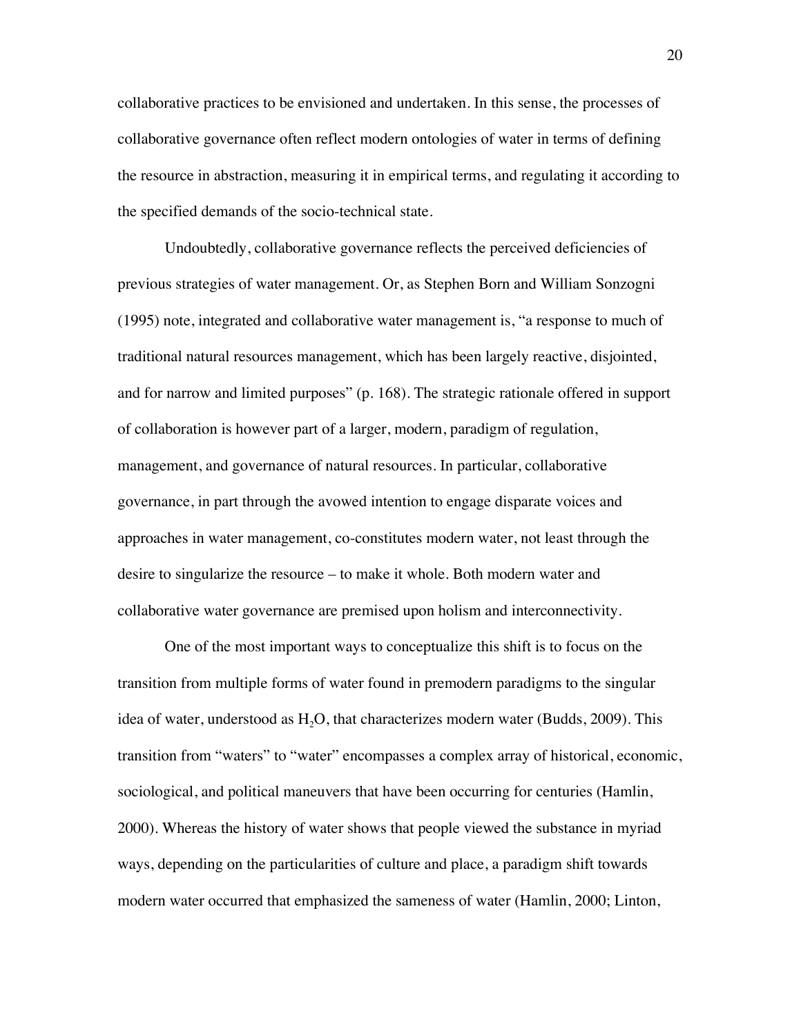collaborative practices to be envisioned and undertaken. In this sense, the processes of collaborative governance often reflect modern ontologies of water in terms of defining the resource in abstraction, measuring it in empirical terms, and regulating it according to the specified demands of the socio-technical state.

Undoubtedly, collaborative governance reflects the perceived deficiencies of previous strategies of water management. Or, as Stephen Born and William Sonzogni (1995) note, integrated and collaborative water management is, "a response to much of traditional natural resources management, which has been largely reactive, disjointed, and for narrow and limited purposes" (p. 168). The strategic rationale offered in support of collaboration is however part of a larger, modern, paradigm of regulation, management, and governance of natural resources. In particular, collaborative governance, in part through the avowed intention to engage disparate voices and approaches in water management, co-constitutes modern water, not least through the desire to singularize the resource – to make it whole. Both modern water and collaborative water governance are premised upon holism and interconnectivity.

One of the most important ways to conceptualize this shift is to focus on the transition from multiple forms of water found in premodern paradigms to the singular idea of water, understood as $H_2O$, that characterizes modern water (Budds, 2009). This transition from "waters" to "water" encompasses a complex array of historical, economic, sociological, and political maneuvers that have been occurring for centuries (Hamlin, 2000). Whereas the history of water shows that people viewed the substance in myriad ways, depending on the particularities of culture and place, a paradigm shift towards modern water occurred that emphasized the sameness of water (Hamlin, 2000; Linton,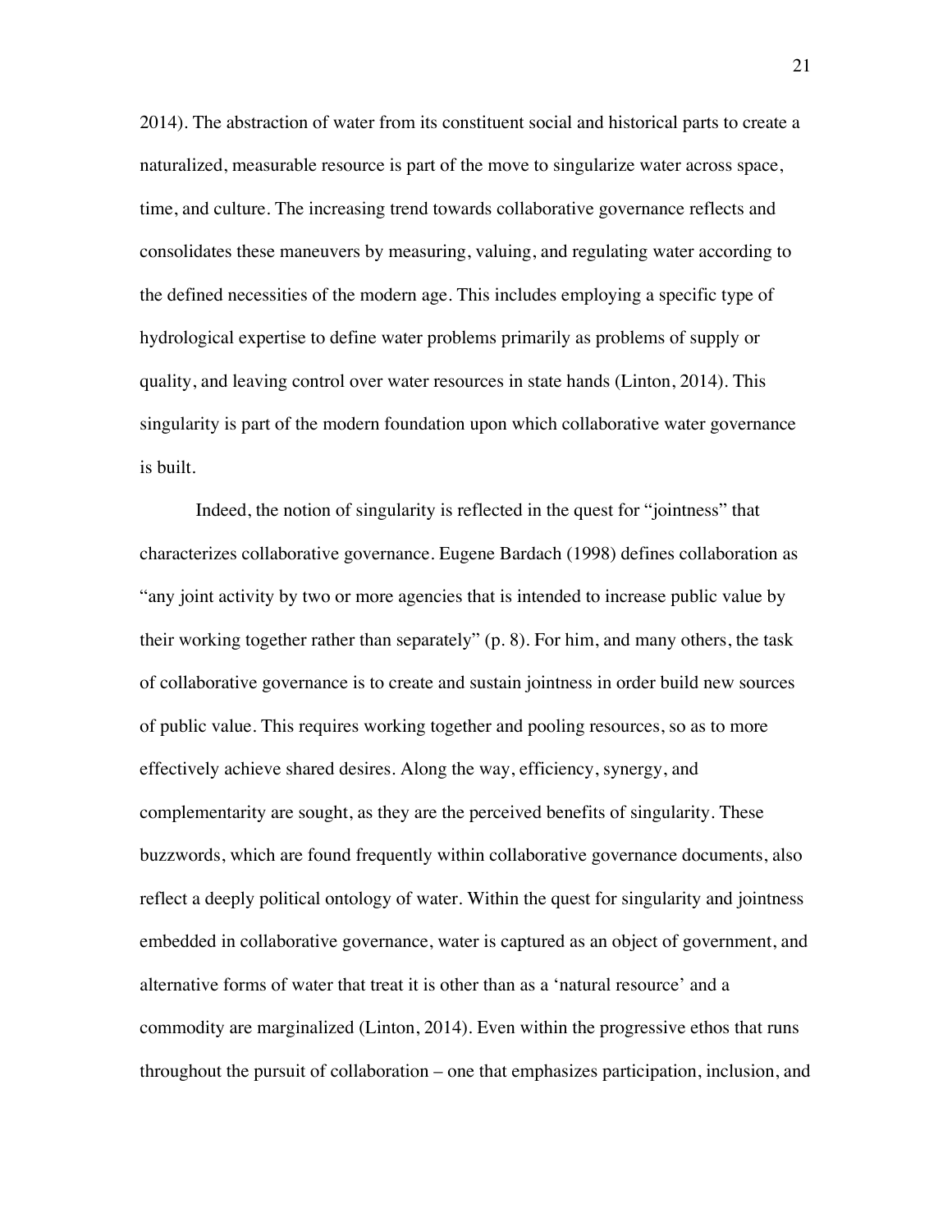2014). The abstraction of water from its constituent social and historical parts to create a naturalized, measurable resource is part of the move to singularize water across space, time, and culture. The increasing trend towards collaborative governance reflects and consolidates these maneuvers by measuring, valuing, and regulating water according to the defined necessities of the modern age. This includes employing a specific type of hydrological expertise to define water problems primarily as problems of supply or quality, and leaving control over water resources in state hands (Linton, 2014). This singularity is part of the modern foundation upon which collaborative water governance is built.

Indeed, the notion of singularity is reflected in the quest for "jointness" that characterizes collaborative governance. Eugene Bardach (1998) defines collaboration as "any joint activity by two or more agencies that is intended to increase public value by their working together rather than separately" (p. 8). For him, and many others, the task of collaborative governance is to create and sustain jointness in order build new sources of public value. This requires working together and pooling resources, so as to more effectively achieve shared desires. Along the way, efficiency, synergy, and complementarity are sought, as they are the perceived benefits of singularity. These buzzwords, which are found frequently within collaborative governance documents, also reflect a deeply political ontology of water. Within the quest for singularity and jointness embedded in collaborative governance, water is captured as an object of government, and alternative forms of water that treat it is other than as a 'natural resource' and a commodity are marginalized (Linton, 2014). Even within the progressive ethos that runs throughout the pursuit of collaboration – one that emphasizes participation, inclusion, and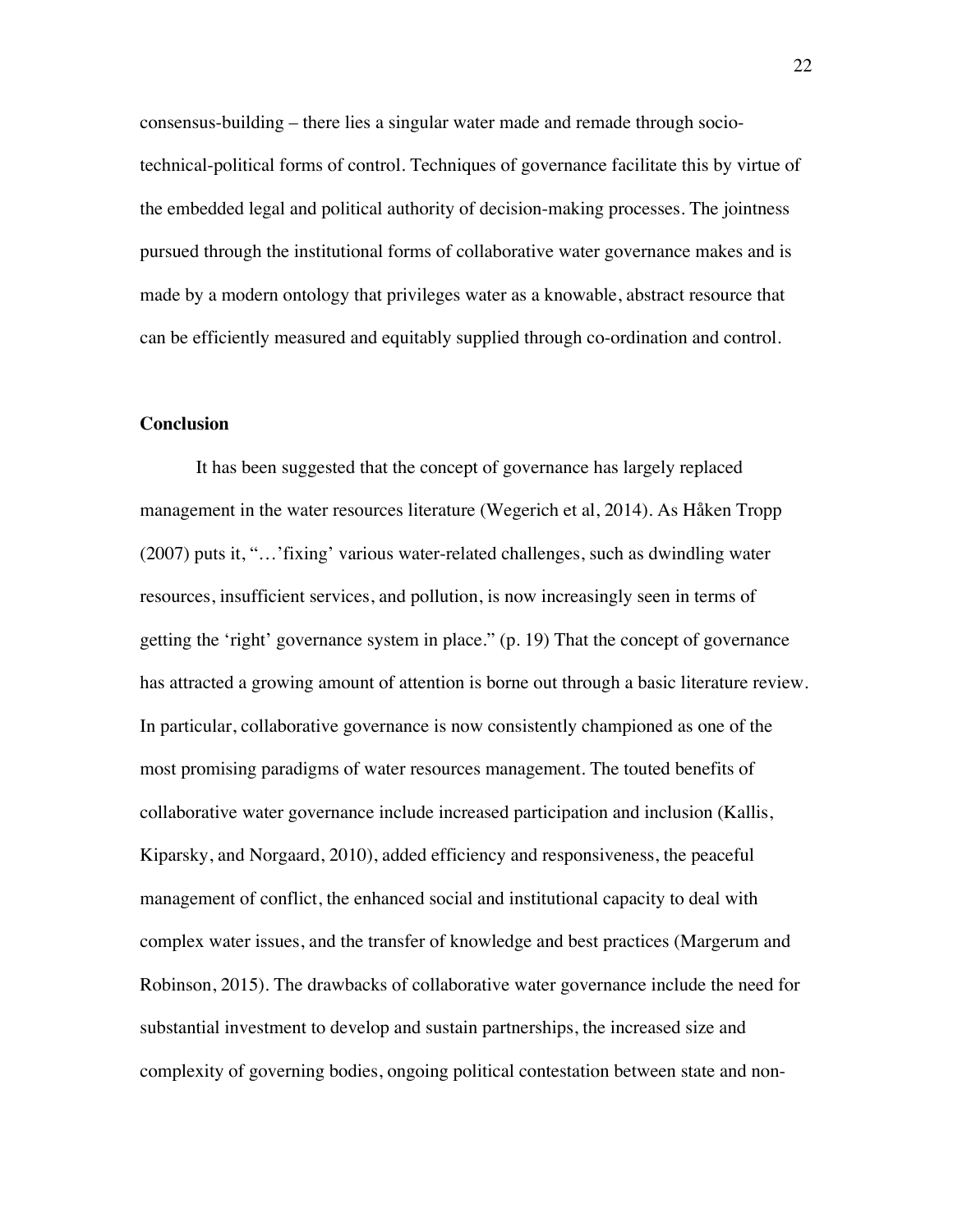consensus-building – there lies a singular water made and remade through socio-technical-political forms of control. Techniques of governance facilitate this by virtue of the embedded legal and political authority of decision-making processes. The jointness pursued through the institutional forms of collaborative water governance makes and is made by a modern ontology that privileges water as a knowable, abstract resource that can be efficiently measured and equitably supplied through co-ordination and control.

## Conclusion

It has been suggested that the concept of governance has largely replaced management in the water resources literature (Wegerich et al, 2014). As Håken Tropp (2007) puts it, "…'fixing' various water-related challenges, such as dwindling water resources, insufficient services, and pollution, is now increasingly seen in terms of getting the 'right' governance system in place." (p. 19) That the concept of governance has attracted a growing amount of attention is borne out through a basic literature review. In particular, collaborative governance is now consistently championed as one of the most promising paradigms of water resources management. The touted benefits of collaborative water governance include increased participation and inclusion (Kallis, Kiparsky, and Norgaard, 2010), added efficiency and responsiveness, the peaceful management of conflict, the enhanced social and institutional capacity to deal with complex water issues, and the transfer of knowledge and best practices (Margerum and Robinson, 2015). The drawbacks of collaborative water governance include the need for substantial investment to develop and sustain partnerships, the increased size and complexity of governing bodies, ongoing political contestation between state and non-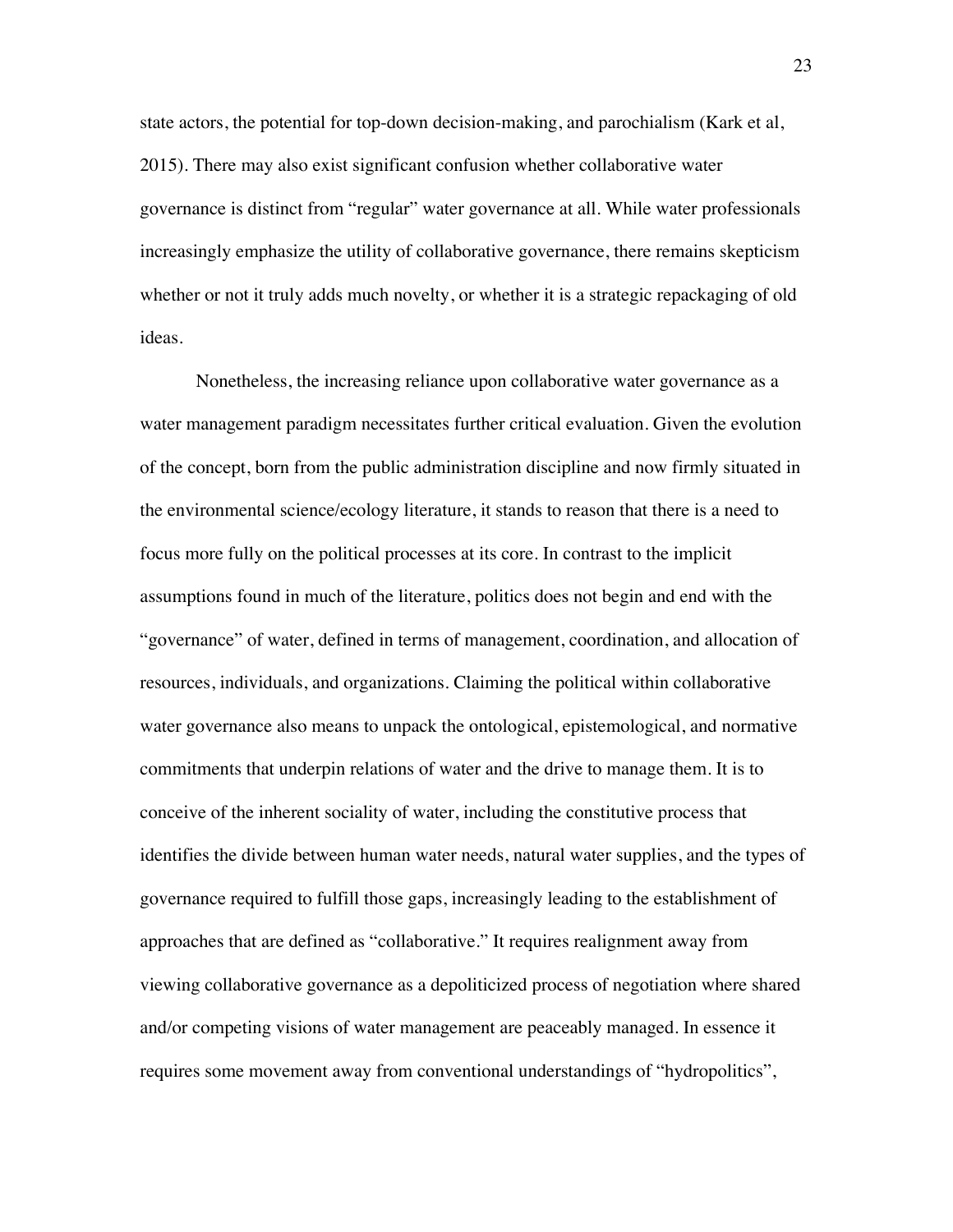state actors, the potential for top-down decision-making, and parochialism (Kark et al, 2015). There may also exist significant confusion whether collaborative water governance is distinct from "regular" water governance at all. While water professionals increasingly emphasize the utility of collaborative governance, there remains skepticism whether or not it truly adds much novelty, or whether it is a strategic repackaging of old ideas.

Nonetheless, the increasing reliance upon collaborative water governance as a water management paradigm necessitates further critical evaluation. Given the evolution of the concept, born from the public administration discipline and now firmly situated in the environmental science/ecology literature, it stands to reason that there is a need to focus more fully on the political processes at its core. In contrast to the implicit assumptions found in much of the literature, politics does not begin and end with the "governance" of water, defined in terms of management, coordination, and allocation of resources, individuals, and organizations. Claiming the political within collaborative water governance also means to unpack the ontological, epistemological, and normative commitments that underpin relations of water and the drive to manage them. It is to conceive of the inherent sociality of water, including the constitutive process that identifies the divide between human water needs, natural water supplies, and the types of governance required to fulfill those gaps, increasingly leading to the establishment of approaches that are defined as "collaborative." It requires realignment away from viewing collaborative governance as a depoliticized process of negotiation where shared and/or competing visions of water management are peaceably managed. In essence it requires some movement away from conventional understandings of "hydropolitics",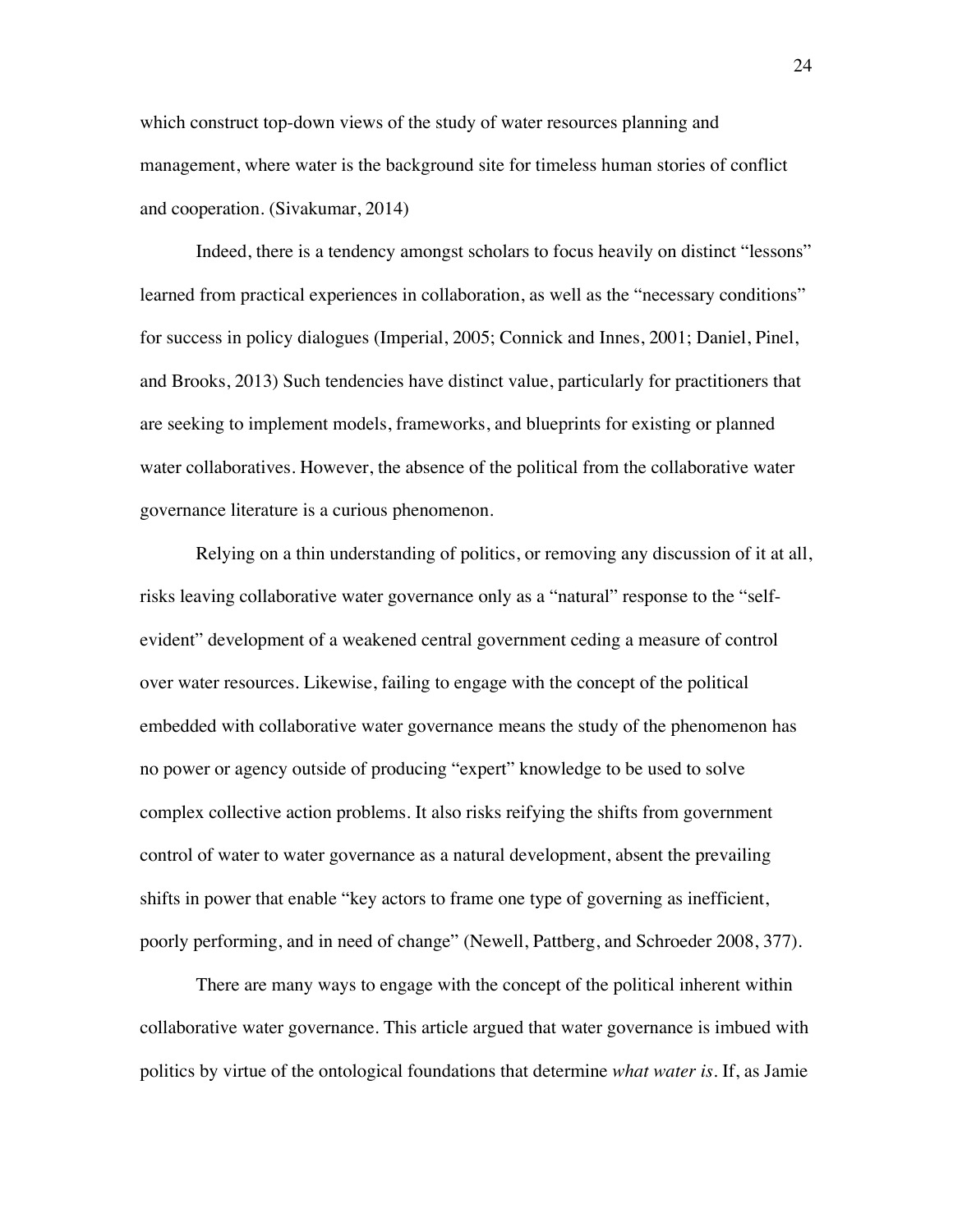which construct top-down views of the study of water resources planning and management, where water is the background site for timeless human stories of conflict and cooperation. (Sivakumar, 2014)

Indeed, there is a tendency amongst scholars to focus heavily on distinct "lessons" learned from practical experiences in collaboration, as well as the "necessary conditions" for success in policy dialogues (Imperial, 2005; Connick and Innes, 2001; Daniel, Pinel, and Brooks, 2013) Such tendencies have distinct value, particularly for practitioners that are seeking to implement models, frameworks, and blueprints for existing or planned water collaboratives. However, the absence of the political from the collaborative water governance literature is a curious phenomenon.

Relying on a thin understanding of politics, or removing any discussion of it at all, risks leaving collaborative water governance only as a "natural" response to the "self-evident" development of a weakened central government ceding a measure of control over water resources. Likewise, failing to engage with the concept of the political embedded with collaborative water governance means the study of the phenomenon has no power or agency outside of producing "expert" knowledge to be used to solve complex collective action problems. It also risks reifying the shifts from government control of water to water governance as a natural development, absent the prevailing shifts in power that enable "key actors to frame one type of governing as inefficient, poorly performing, and in need of change" (Newell, Pattberg, and Schroeder 2008, 377).

There are many ways to engage with the concept of the political inherent within collaborative water governance. This article argued that water governance is imbued with politics by virtue of the ontological foundations that determine *what water is*. If, as Jamie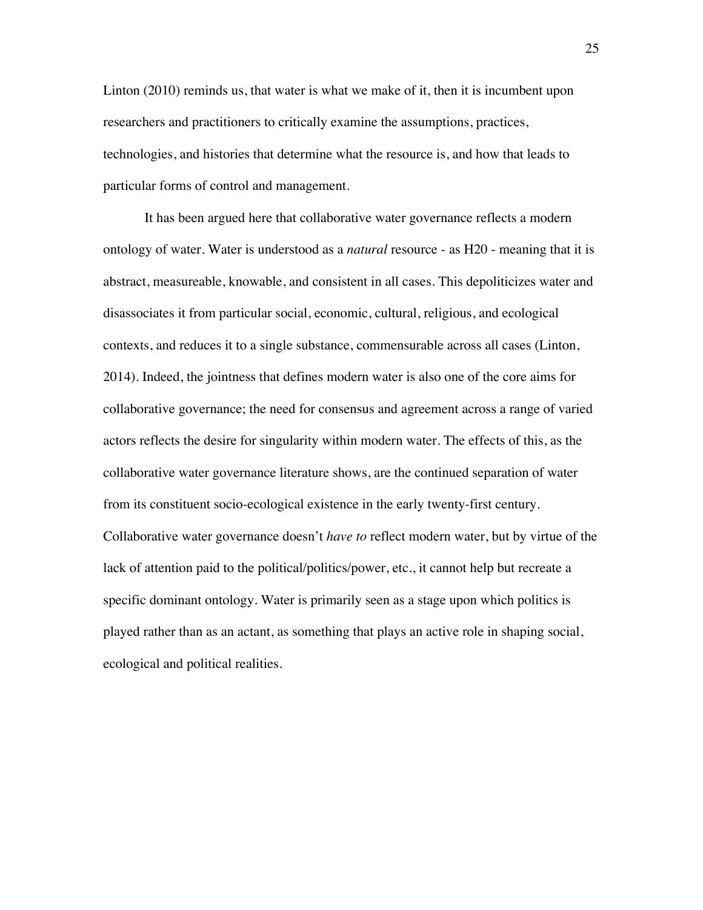Linton (2010) reminds us, that water is what we make of it, then it is incumbent upon researchers and practitioners to critically examine the assumptions, practices, technologies, and histories that determine what the resource is, and how that leads to particular forms of control and management.

It has been argued here that collaborative water governance reflects a modern ontology of water. Water is understood as a *natural* resource - as H20 - meaning that it is abstract, measureable, knowable, and consistent in all cases. This depoliticizes water and disassociates it from particular social, economic, cultural, religious, and ecological contexts, and reduces it to a single substance, commensurable across all cases (Linton, 2014). Indeed, the jointness that defines modern water is also one of the core aims for collaborative governance; the need for consensus and agreement across a range of varied actors reflects the desire for singularity within modern water. The effects of this, as the collaborative water governance literature shows, are the continued separation of water from its constituent socio-ecological existence in the early twenty-first century. Collaborative water governance doesn't *have to* reflect modern water, but by virtue of the lack of attention paid to the political/politics/power, etc., it cannot help but recreate a specific dominant ontology. Water is primarily seen as a stage upon which politics is played rather than as an actant, as something that plays an active role in shaping social, ecological and political realities.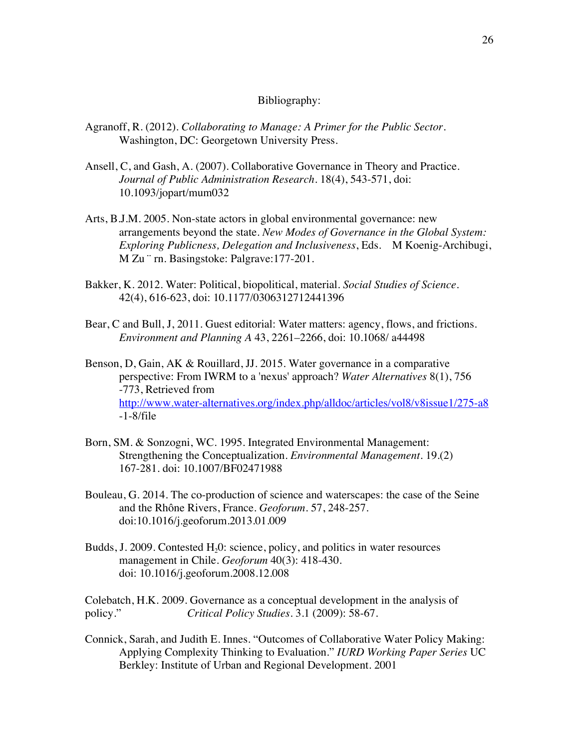Bibliography:

Agranoff, R. (2012). *Collaborating to Manage: A Primer for the Public Sector*. Washington, DC: Georgetown University Press.

Ansell, C, and Gash, A. (2007). Collaborative Governance in Theory and Practice. *Journal of Public Administration Research*. 18(4), 543-571, doi: 10.1093/jopart/mum032

Arts, B.J.M. 2005. Non-state actors in global environmental governance: new arrangements beyond the state. *New Modes of Governance in the Global System: Exploring Publicness, Delegation and Inclusiveness*, Eds. M Koenig-Archibugi, M Zu ̈ rn. Basingstoke: Palgrave:177-201.

Bakker, K. 2012. Water: Political, biopolitical, material. *Social Studies of Science*. 42(4), 616-623, doi: 10.1177/0306312712441396

Bear, C and Bull, J, 2011. Guest editorial: Water matters: agency, flows, and frictions. *Environment and Planning A* 43, 2261–2266, doi: 10.1068/ a44498

Benson, D, Gain, AK & Rouillard, JJ. 2015. Water governance in a comparative perspective: From IWRM to a 'nexus' approach? *Water Alternatives* 8(1), 756 -773, Retrieved from http://www.water-alternatives.org/index.php/alldoc/articles/vol8/v8issue1/275-a8-1-8/file

Born, SM. & Sonzogni, WC. 1995. Integrated Environmental Management: Strengthening the Conceptualization. *Environmental Management*. 19.(2) 167-281. doi: 10.1007/BF02471988

Bouleau, G. 2014. The co-production of science and waterscapes: the case of the Seine and the Rhône Rivers, France. *Geoforum*. 57, 248-257. doi:10.1016/j.geoforum.2013.01.009

Budds, J. 2009. Contested $H_20$: science, policy, and politics in water resources management in Chile. *Geoforum* 40(3): 418-430. doi: 10.1016/j.geoforum.2008.12.008

Colebatch, H.K. 2009. Governance as a conceptual development in the analysis of policy." *Critical Policy Studies*. 3.1 (2009): 58-67.

Connick, Sarah, and Judith E. Innes. "Outcomes of Collaborative Water Policy Making: Applying Complexity Thinking to Evaluation." *IURD Working Paper Series* UC Berkley: Institute of Urban and Regional Development. 2001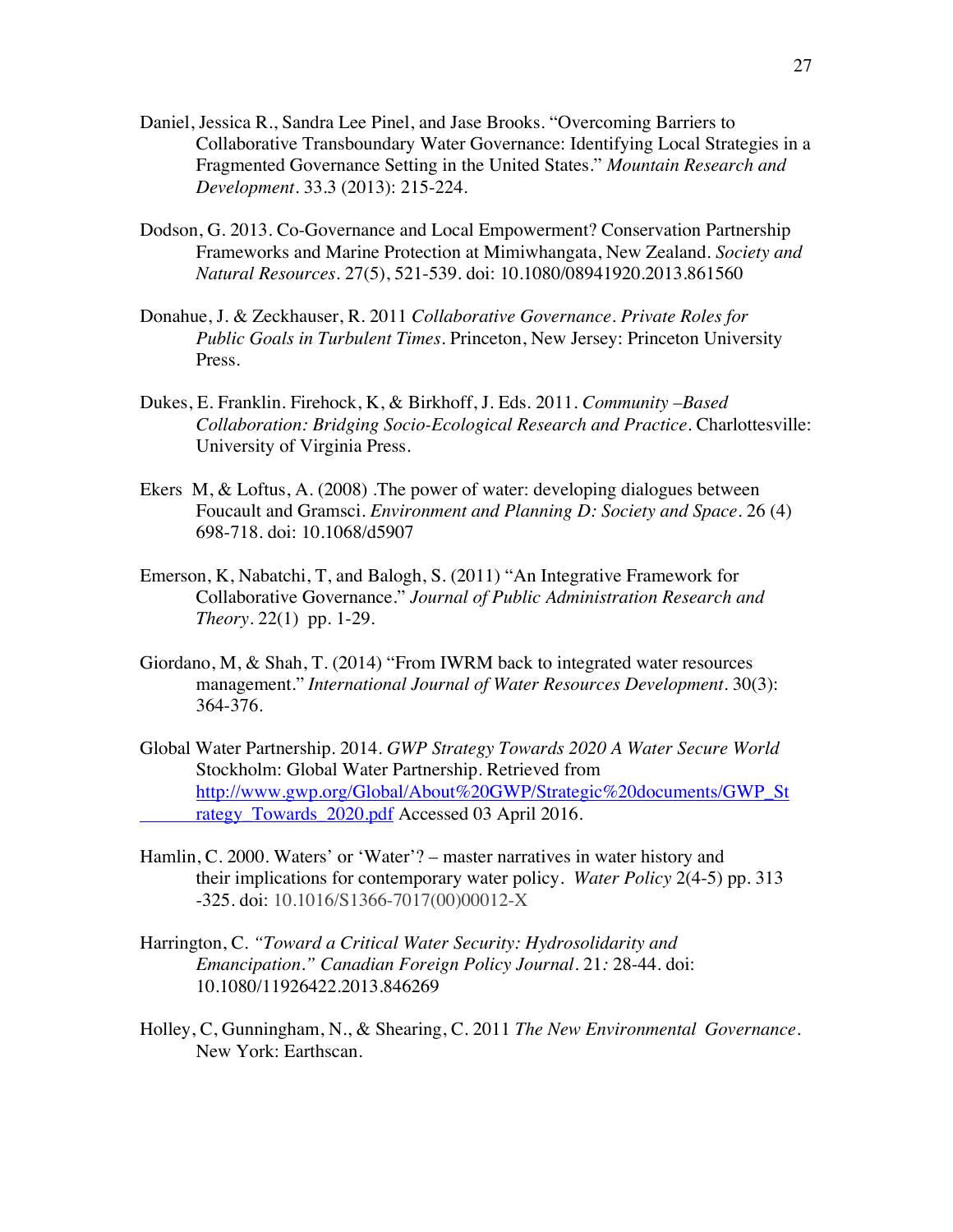Daniel, Jessica R., Sandra Lee Pinel, and Jase Brooks. "Overcoming Barriers to Collaborative Transboundary Water Governance: Identifying Local Strategies in a Fragmented Governance Setting in the United States." *Mountain Research and Development*. 33.3 (2013): 215-224.

Dodson, G. 2013. Co-Governance and Local Empowerment? Conservation Partnership Frameworks and Marine Protection at Mimiwhangata, New Zealand. *Society and Natural Resources*. 27(5), 521-539. doi: 10.1080/08941920.2013.861560

Donahue, J. & Zeckhauser, R. 2011 *Collaborative Governance. Private Roles for Public Goals in Turbulent Times*. Princeton, New Jersey: Princeton University Press.

Dukes, E. Franklin. Firehock, K, & Birkhoff, J. Eds. 2011. *Community –Based Collaboration: Bridging Socio-Ecological Research and Practice*. Charlottesville: University of Virginia Press.

Ekers M, & Loftus, A. (2008) .The power of water: developing dialogues between Foucault and Gramsci. *Environment and Planning D: Society and Space*. 26 (4) 698-718. doi: 10.1068/d5907

Emerson, K, Nabatchi, T, and Balogh, S. (2011) "An Integrative Framework for Collaborative Governance." *Journal of Public Administration Research and Theory*. 22(1) pp. 1-29.

Giordano, M, & Shah, T. (2014) "From IWRM back to integrated water resources management." *International Journal of Water Resources Development*. 30(3): 364-376.

Global Water Partnership. 2014. *GWP Strategy Towards 2020 A Water Secure World* Stockholm: Global Water Partnership. Retrieved from http://www.gwp.org/Global/About%20GWP/Strategic%20documents/GWP_Strategy_Towards_2020.pdf Accessed 03 April 2016.

Hamlin, C. 2000. Waters' or 'Water'? – master narratives in water history and their implications for contemporary water policy. *Water Policy* 2(4-5) pp. 313 -325. doi: 10.1016/S1366-7017(00)00012-X

Harrington, C. *"Toward a Critical Water Security: Hydrosolidarity and Emancipation." Canadian Foreign Policy Journal*. 21*:* 28-44. doi: 10.1080/11926422.2013.846269

Holley, C, Gunningham, N., & Shearing, C. 2011 *The New Environmental Governance*. New York: Earthscan.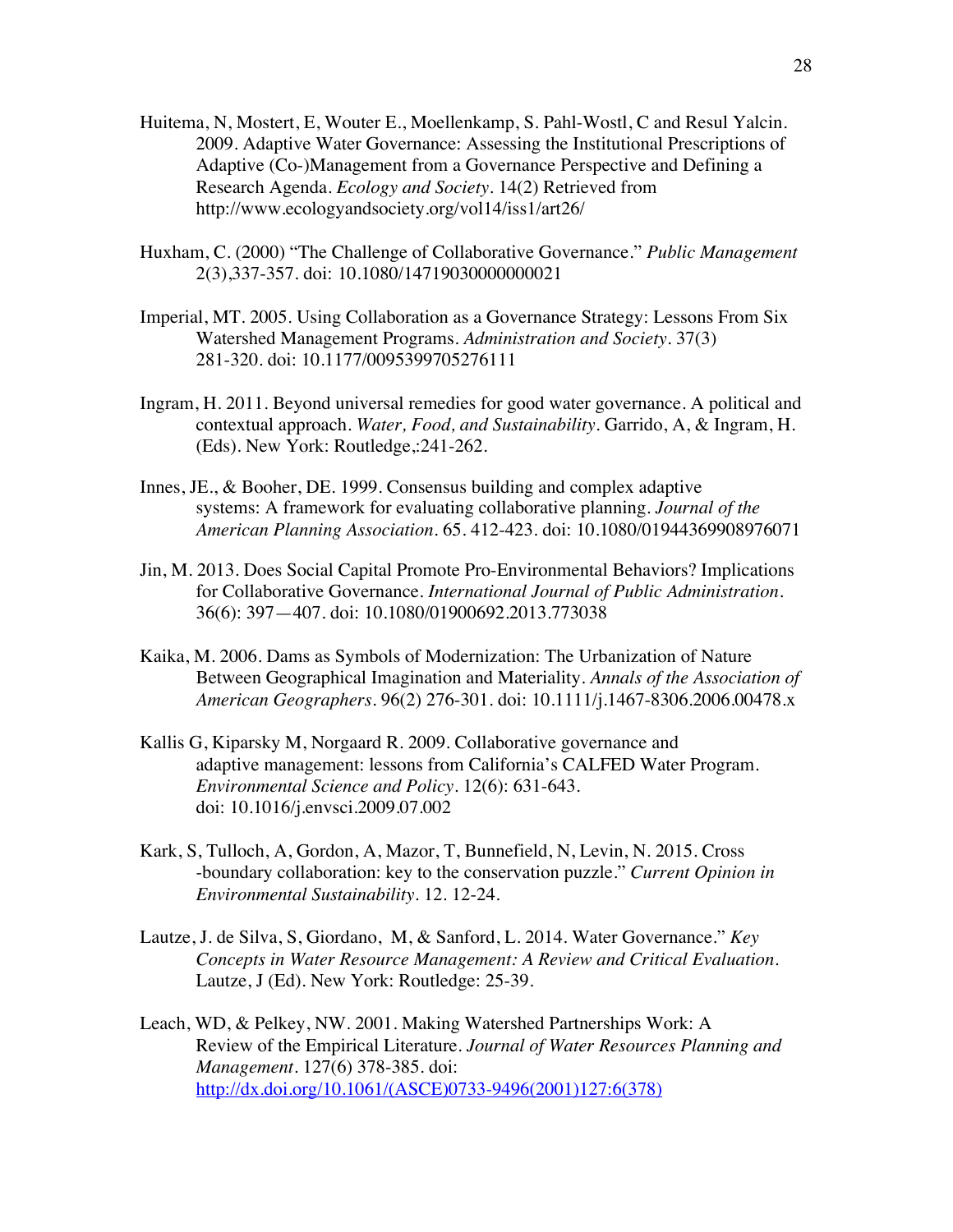Huitema, N, Mostert, E, Wouter E., Moellenkamp, S. Pahl-Wostl, C and Resul Yalcin. 2009. Adaptive Water Governance: Assessing the Institutional Prescriptions of Adaptive (Co-)Management from a Governance Perspective and Defining a Research Agenda. *Ecology and Society*. 14(2) Retrieved from http://www.ecologyandsociety.org/vol14/iss1/art26/

Huxham, C. (2000) "The Challenge of Collaborative Governance." *Public Management* 2(3),337-357. doi: 10.1080/14719030000000021

Imperial, MT. 2005. Using Collaboration as a Governance Strategy: Lessons From Six Watershed Management Programs. *Administration and Society*. 37(3) 281-320. doi: 10.1177/0095399705276111

Ingram, H. 2011. Beyond universal remedies for good water governance. A political and contextual approach. *Water, Food, and Sustainability*. Garrido, A, & Ingram, H. (Eds). New York: Routledge,:241-262.

Innes, JE., & Booher, DE. 1999. Consensus building and complex adaptive systems: A framework for evaluating collaborative planning. *Journal of the American Planning Association*. 65. 412-423. doi: 10.1080/01944369908976071

Jin, M. 2013. Does Social Capital Promote Pro-Environmental Behaviors? Implications for Collaborative Governance. *International Journal of Public Administration*. 36(6): 397—407. doi: 10.1080/01900692.2013.773038

Kaika, M. 2006. Dams as Symbols of Modernization: The Urbanization of Nature Between Geographical Imagination and Materiality. *Annals of the Association of American Geographers*. 96(2) 276-301. doi: 10.1111/j.1467-8306.2006.00478.x

Kallis G, Kiparsky M, Norgaard R. 2009. Collaborative governance and adaptive management: lessons from California's CALFED Water Program. *Environmental Science and Policy*. 12(6): 631-643. doi: 10.1016/j.envsci.2009.07.002

Kark, S, Tulloch, A, Gordon, A, Mazor, T, Bunnefield, N, Levin, N. 2015. Cross -boundary collaboration: key to the conservation puzzle." *Current Opinion in Environmental Sustainability*. 12. 12-24.

Lautze, J. de Silva, S, Giordano, M, & Sanford, L. 2014. Water Governance." *Key Concepts in Water Resource Management: A Review and Critical Evaluation*. Lautze, J (Ed). New York: Routledge: 25-39.

Leach, WD, & Pelkey, NW. 2001. Making Watershed Partnerships Work: A Review of the Empirical Literature. *Journal of Water Resources Planning and Management*. 127(6) 378-385. doi: http://dx.doi.org/10.1061/(ASCE)0733-9496(2001)127:6(378)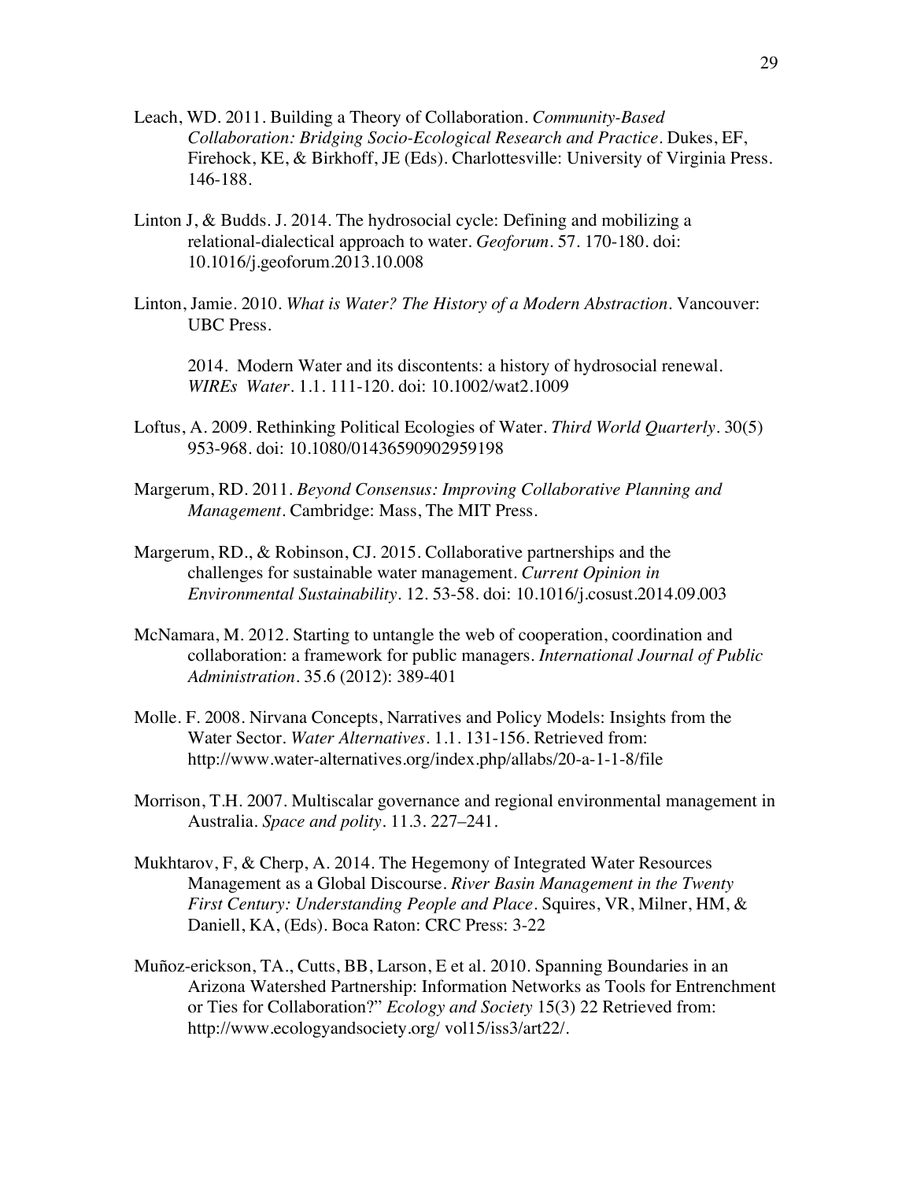Leach, WD. 2011. Building a Theory of Collaboration. *Community-Based Collaboration: Bridging Socio-Ecological Research and Practice*. Dukes, EF, Firehock, KE, & Birkhoff, JE (Eds). Charlottesville: University of Virginia Press. 146-188.

Linton J, & Budds. J. 2014. The hydrosocial cycle: Defining and mobilizing a relational-dialectical approach to water. *Geoforum*. 57. 170-180. doi: 10.1016/j.geoforum.2013.10.008

Linton, Jamie. 2010. *What is Water? The History of a Modern Abstraction*. Vancouver: UBC Press.

2014. Modern Water and its discontents: a history of hydrosocial renewal. *WIREs Water*. 1.1. 111-120. doi: 10.1002/wat2.1009

Loftus, A. 2009. Rethinking Political Ecologies of Water. *Third World Quarterly*. 30(5) 953-968. doi: 10.1080/01436590902959198

Margerum, RD. 2011. *Beyond Consensus: Improving Collaborative Planning and Management*. Cambridge: Mass, The MIT Press.

Margerum, RD., & Robinson, CJ. 2015. Collaborative partnerships and the challenges for sustainable water management. *Current Opinion in Environmental Sustainability*. 12. 53-58. doi: 10.1016/j.cosust.2014.09.003

McNamara, M. 2012. Starting to untangle the web of cooperation, coordination and collaboration: a framework for public managers. *International Journal of Public Administration*. 35.6 (2012): 389-401

Molle. F. 2008. Nirvana Concepts, Narratives and Policy Models: Insights from the Water Sector. *Water Alternatives*. 1.1. 131-156. Retrieved from: http://www.water-alternatives.org/index.php/allabs/20-a-1-1-8/file

Morrison, T.H. 2007. Multiscalar governance and regional environmental management in Australia. *Space and polity*. 11.3. 227–241.

Mukhtarov, F, & Cherp, A. 2014. The Hegemony of Integrated Water Resources Management as a Global Discourse. *River Basin Management in the Twenty First Century: Understanding People and Place*. Squires, VR, Milner, HM, & Daniell, KA, (Eds). Boca Raton: CRC Press: 3-22

Muñoz-erickson, TA., Cutts, BB, Larson, E et al. 2010. Spanning Boundaries in an Arizona Watershed Partnership: Information Networks as Tools for Entrenchment or Ties for Collaboration?" *Ecology and Society* 15(3) 22 Retrieved from: http://www.ecologyandsociety.org/ vol15/iss3/art22/.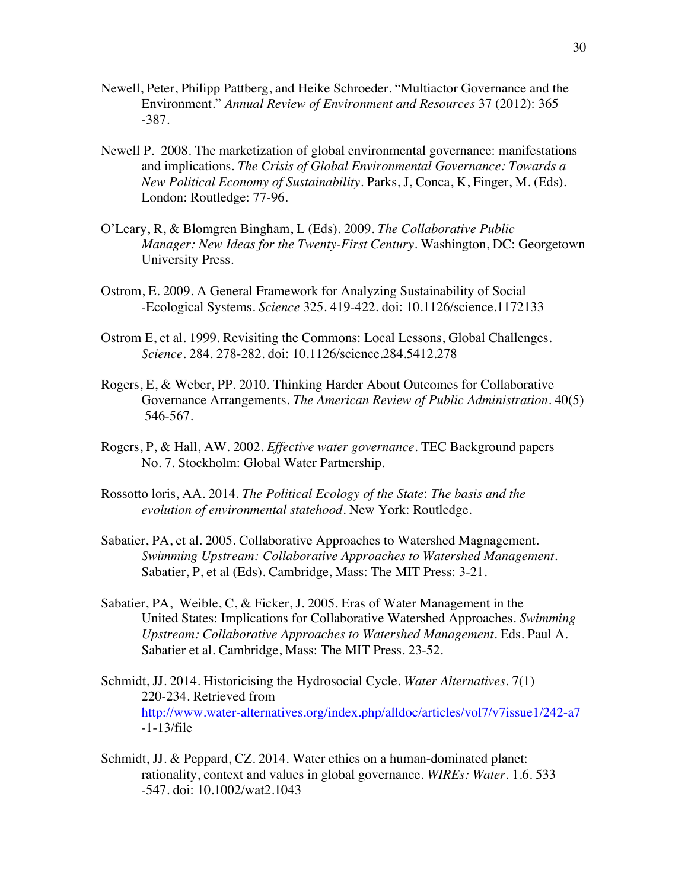Newell, Peter, Philipp Pattberg, and Heike Schroeder. "Multiactor Governance and the Environment." *Annual Review of Environment and Resources* 37 (2012): 365 -387.

Newell P. 2008. The marketization of global environmental governance: manifestations and implications. *The Crisis of Global Environmental Governance: Towards a New Political Economy of Sustainability*. Parks, J, Conca, K, Finger, M. (Eds). London: Routledge: 77-96.

O'Leary, R, & Blomgren Bingham, L (Eds). 2009. *The Collaborative Public Manager: New Ideas for the Twenty-First Century*. Washington, DC: Georgetown University Press.

Ostrom, E. 2009. A General Framework for Analyzing Sustainability of Social -Ecological Systems. *Science* 325. 419-422. doi: 10.1126/science.1172133

Ostrom E, et al. 1999. Revisiting the Commons: Local Lessons, Global Challenges. *Science*. 284. 278-282. doi: 10.1126/science.284.5412.278

Rogers, E, & Weber, PP. 2010. Thinking Harder About Outcomes for Collaborative Governance Arrangements. *The American Review of Public Administration*. 40(5) 546-567.

Rogers, P, & Hall, AW. 2002. *Effective water governance*. TEC Background papers No. 7. Stockholm: Global Water Partnership.

Rossotto loris, AA. 2014. *The Political Ecology of the State*: *The basis and the evolution of environmental statehood*. New York: Routledge.

Sabatier, PA, et al. 2005. Collaborative Approaches to Watershed Magnagement. *Swimming Upstream: Collaborative Approaches to Watershed Management*. Sabatier, P, et al (Eds). Cambridge, Mass: The MIT Press: 3-21.

Sabatier, PA, Weible, C, & Ficker, J. 2005. Eras of Water Management in the United States: Implications for Collaborative Watershed Approaches. *Swimming Upstream: Collaborative Approaches to Watershed Management*. Eds. Paul A. Sabatier et al. Cambridge, Mass: The MIT Press. 23-52.

Schmidt, JJ. 2014. Historicising the Hydrosocial Cycle. *Water Alternatives*. 7(1) 220-234. Retrieved from http://www.water-alternatives.org/index.php/alldoc/articles/vol7/v7issue1/242-a7-1-13/file

Schmidt, JJ. & Peppard, CZ. 2014. Water ethics on a human-dominated planet: rationality, context and values in global governance. *WIREs: Water*. 1.6. 533 -547. doi: 10.1002/wat2.1043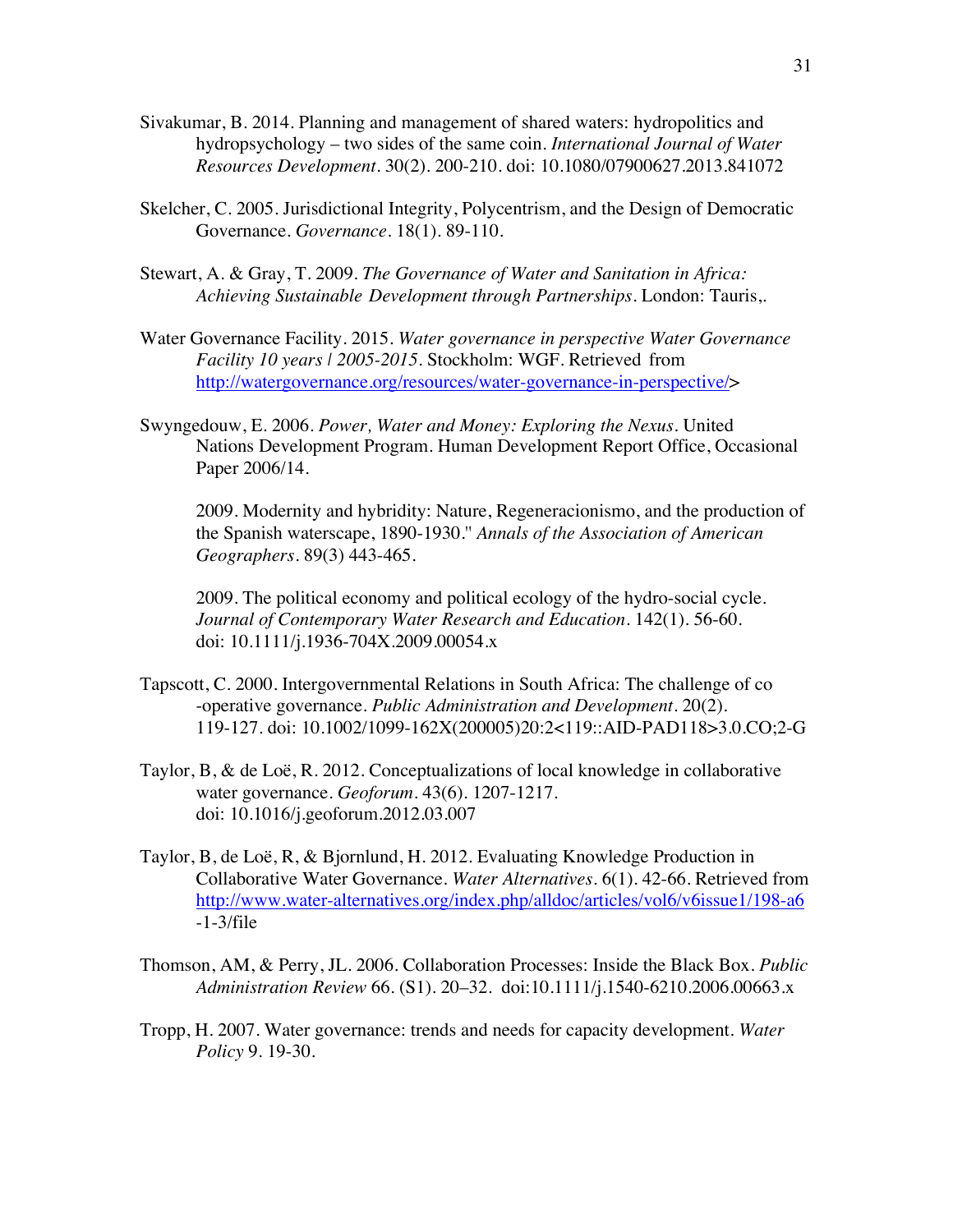Sivakumar, B. 2014. Planning and management of shared waters: hydropolitics and hydropsychology – two sides of the same coin. *International Journal of Water Resources Development*. 30(2). 200-210. doi: 10.1080/07900627.2013.841072

Skelcher, C. 2005. Jurisdictional Integrity, Polycentrism, and the Design of Democratic Governance. *Governance*. 18(1). 89-110.

Stewart, A. & Gray, T. 2009. *The Governance of Water and Sanitation in Africa: Achieving Sustainable Development through Partnerships*. London: Tauris,.

Water Governance Facility. 2015. *Water governance in perspective Water Governance Facility 10 years | 2005-2015*. Stockholm: WGF. Retrieved from http://watergovernance.org/resources/water-governance-in-perspective/>

Swyngedouw, E. 2006. *Power, Water and Money: Exploring the Nexus*. United Nations Development Program. Human Development Report Office, Occasional Paper 2006/14.

2009. Modernity and hybridity: Nature, Regeneracionismo, and the production of the Spanish waterscape, 1890-1930." *Annals of the Association of American Geographers*. 89(3) 443-465.

2009. The political economy and political ecology of the hydro-social cycle. *Journal of Contemporary Water Research and Education*. 142(1). 56-60. doi: 10.1111/j.1936-704X.2009.00054.x

Tapscott, C. 2000. Intergovernmental Relations in South Africa: The challenge of co -operative governance. *Public Administration and Development*. 20(2). 119-127. doi: 10.1002/1099-162X(200005)20:2<119::AID-PAD118>3.0.CO;2-G

Taylor, B, & de Loë, R. 2012. Conceptualizations of local knowledge in collaborative water governance. *Geoforum*. 43(6). 1207-1217. doi: 10.1016/j.geoforum.2012.03.007

Taylor, B, de Loë, R, & Bjornlund, H. 2012. Evaluating Knowledge Production in Collaborative Water Governance. *Water Alternatives*. 6(1). 42-66. Retrieved from http://www.water-alternatives.org/index.php/alldoc/articles/vol6/v6issue1/198-a6-1-3/file

Thomson, AM, & Perry, JL. 2006. Collaboration Processes: Inside the Black Box. *Public Administration Review* 66. (S1). 20–32. doi:10.1111/j.1540-6210.2006.00663.x

Tropp, H. 2007. Water governance: trends and needs for capacity development. *Water Policy* 9. 19-30.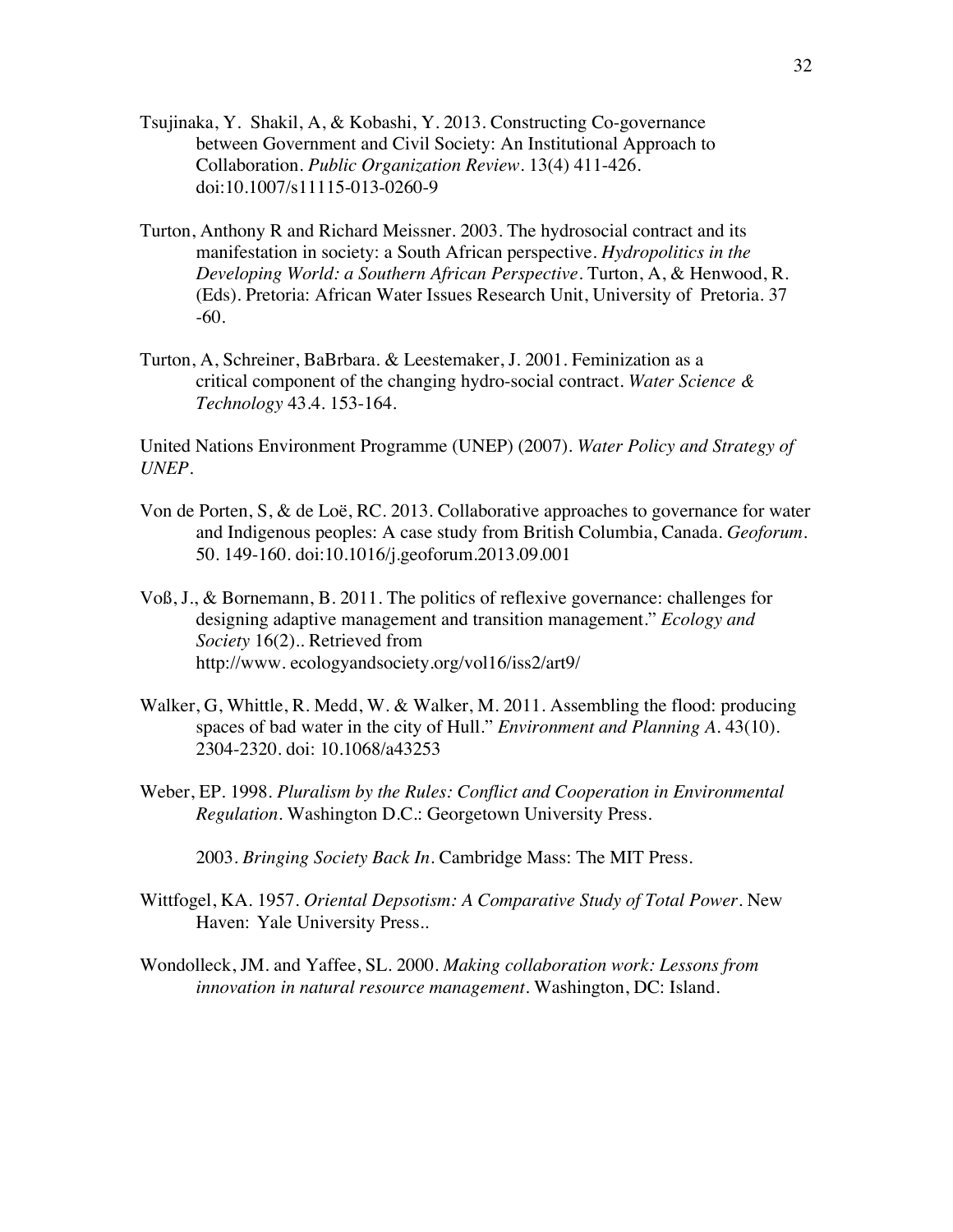Tsujinaka, Y.  Shakil, A, & Kobashi, Y. 2013. Constructing Co-governance between Government and Civil Society: An Institutional Approach to Collaboration. *Public Organization Review*. 13(4) 411-426. doi:10.1007/s11115-013-0260-9

Turton, Anthony R and Richard Meissner. 2003. The hydrosocial contract and its manifestation in society: a South African perspective. *Hydropolitics in the Developing World: a Southern African Perspective*. Turton, A, & Henwood, R. (Eds). Pretoria: African Water Issues Research Unit, University of  Pretoria. 37 -60.

Turton, A, Schreiner, BaBrbara. & Leestemaker, J. 2001. Feminization as a critical component of the changing hydro-social contract. *Water Science & Technology* 43.4. 153-164.

United Nations Environment Programme (UNEP) (2007). *Water Policy and Strategy of UNEP*.

Von de Porten, S, & de Loë, RC. 2013. Collaborative approaches to governance for water and Indigenous peoples: A case study from British Columbia, Canada. *Geoforum*. 50. 149-160. doi:10.1016/j.geoforum.2013.09.001

Voß, J., & Bornemann, B. 2011. The politics of reflexive governance: challenges for designing adaptive management and transition management." *Ecology and Society* 16(2).. Retrieved from http://www. ecologyandsociety.org/vol16/iss2/art9/

Walker, G, Whittle, R. Medd, W. & Walker, M. 2011. Assembling the flood: producing spaces of bad water in the city of Hull." *Environment and Planning A*. 43(10). 2304-2320. doi: 10.1068/a43253

Weber, EP. 1998. *Pluralism by the Rules: Conflict and Cooperation in Environmental Regulation*. Washington D.C.: Georgetown University Press.

2003. *Bringing Society Back In*. Cambridge Mass: The MIT Press.

Wittfogel, KA. 1957. *Oriental Depsotism: A Comparative Study of Total Power*. New Haven:  Yale University Press..

Wondolleck, JM. and Yaffee, SL. 2000. *Making collaboration work: Lessons from innovation in natural resource management*. Washington, DC: Island.